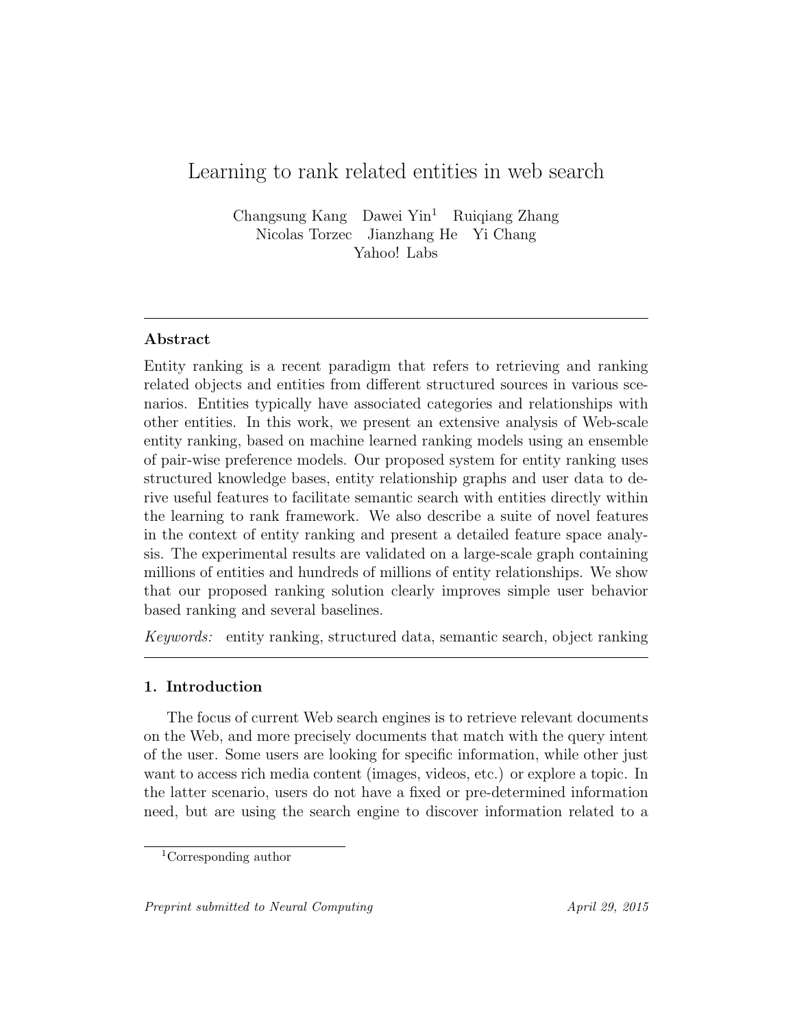# Learning to rank related entities in web search

Changsung Kang Dawei Yin[1] Ruiqiang Zhang
Nicolas Torzec Jianzhang He Yi Chang
Yahoo! Labs

## Abstract

Entity ranking is a recent paradigm that refers to retrieving and ranking related objects and entities from different structured sources in various scenarios. Entities typically have associated categories and relationships with other entities. In this work, we present an extensive analysis of Web-scale entity ranking, based on machine learned ranking models using an ensemble of pair-wise preference models. Our proposed system for entity ranking uses structured knowledge bases, entity relationship graphs and user data to derive useful features to facilitate semantic search with entities directly within the learning to rank framework. We also describe a suite of novel features in the context of entity ranking and present a detailed feature space analysis. The experimental results are validated on a large-scale graph containing millions of entities and hundreds of millions of entity relationships. We show that our proposed ranking solution clearly improves simple user behavior based ranking and several baselines.

*Keywords:* entity ranking, structured data, semantic search, object ranking

## 1. Introduction

The focus of current Web search engines is to retrieve relevant documents on the Web, and more precisely documents that match with the query intent of the user. Some users are looking for specific information, while other just want to access rich media content (images, videos, etc.) or explore a topic. In the latter scenario, users do not have a fixed or pre-determined information need, but are using the search engine to discover information related to a

[1] Corresponding author

*Preprint submitted to Neural Computing* *April 29, 2015*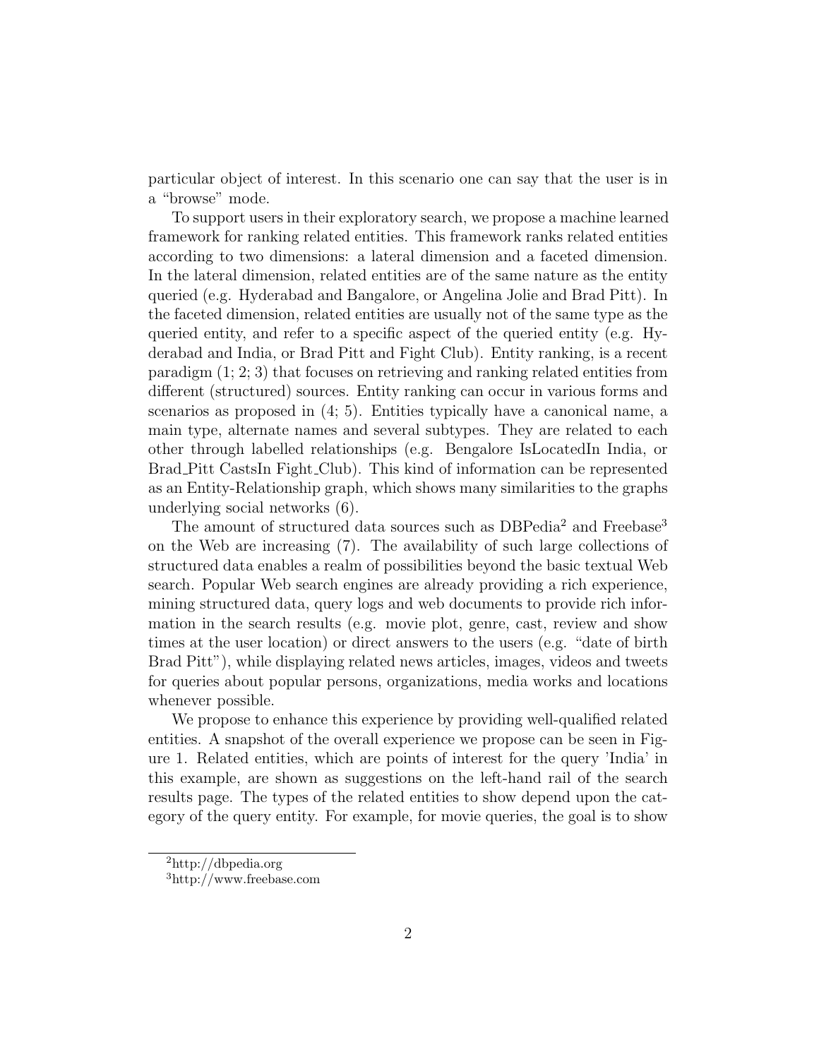particular object of interest. In this scenario one can say that the user is in a "browse" mode.

To support users in their exploratory search, we propose a machine learned framework for ranking related entities. This framework ranks related entities according to two dimensions: a lateral dimension and a faceted dimension. In the lateral dimension, related entities are of the same nature as the entity queried (e.g. Hyderabad and Bangalore, or Angelina Jolie and Brad Pitt). In the faceted dimension, related entities are usually not of the same type as the queried entity, and refer to a specific aspect of the queried entity (e.g. Hyderabad and India, or Brad Pitt and Fight Club). Entity ranking, is a recent paradigm (1; 2; 3) that focuses on retrieving and ranking related entities from different (structured) sources. Entity ranking can occur in various forms and scenarios as proposed in (4; 5). Entities typically have a canonical name, a main type, alternate names and several subtypes. They are related to each other through labelled relationships (e.g. Bengalore IsLocatedIn India, or Brad_Pitt CastsIn Fight_Club). This kind of information can be represented as an Entity-Relationship graph, which shows many similarities to the graphs underlying social networks (6).

The amount of structured data sources such as DBPedia[2] and Freebase[3] on the Web are increasing (7). The availability of such large collections of structured data enables a realm of possibilities beyond the basic textual Web search. Popular Web search engines are already providing a rich experience, mining structured data, query logs and web documents to provide rich information in the search results (e.g. movie plot, genre, cast, review and show times at the user location) or direct answers to the users (e.g. "date of birth Brad Pitt"), while displaying related news articles, images, videos and tweets for queries about popular persons, organizations, media works and locations whenever possible.

We propose to enhance this experience by providing well-qualified related entities. A snapshot of the overall experience we propose can be seen in Figure 1. Related entities, which are points of interest for the query 'India' in this example, are shown as suggestions on the left-hand rail of the search results page. The types of the related entities to show depend upon the category of the query entity. For example, for movie queries, the goal is to show

[2]http://dbpedia.org

[3]http://www.freebase.com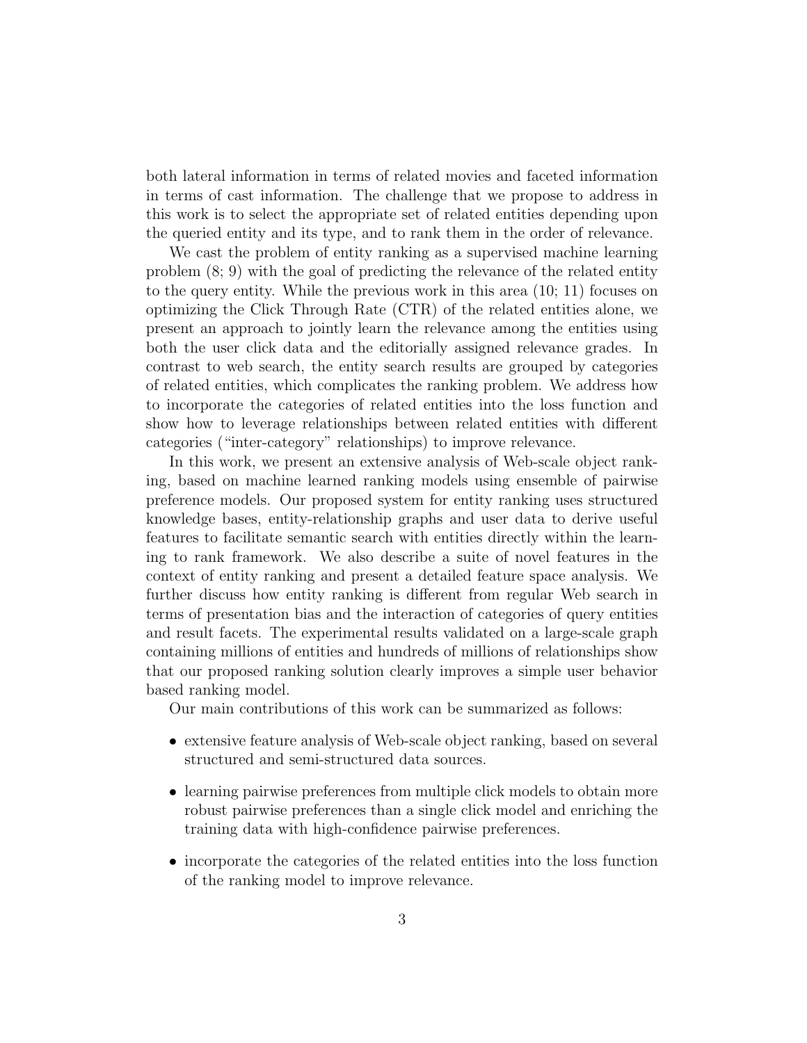both lateral information in terms of related movies and faceted information in terms of cast information. The challenge that we propose to address in this work is to select the appropriate set of related entities depending upon the queried entity and its type, and to rank them in the order of relevance.

We cast the problem of entity ranking as a supervised machine learning problem (8; 9) with the goal of predicting the relevance of the related entity to the query entity. While the previous work in this area (10; 11) focuses on optimizing the Click Through Rate (CTR) of the related entities alone, we present an approach to jointly learn the relevance among the entities using both the user click data and the editorially assigned relevance grades. In contrast to web search, the entity search results are grouped by categories of related entities, which complicates the ranking problem. We address how to incorporate the categories of related entities into the loss function and show how to leverage relationships between related entities with different categories ("inter-category" relationships) to improve relevance.

In this work, we present an extensive analysis of Web-scale object ranking, based on machine learned ranking models using ensemble of pairwise preference models. Our proposed system for entity ranking uses structured knowledge bases, entity-relationship graphs and user data to derive useful features to facilitate semantic search with entities directly within the learning to rank framework. We also describe a suite of novel features in the context of entity ranking and present a detailed feature space analysis. We further discuss how entity ranking is different from regular Web search in terms of presentation bias and the interaction of categories of query entities and result facets. The experimental results validated on a large-scale graph containing millions of entities and hundreds of millions of relationships show that our proposed ranking solution clearly improves a simple user behavior based ranking model.

Our main contributions of this work can be summarized as follows:

- extensive feature analysis of Web-scale object ranking, based on several structured and semi-structured data sources.
- learning pairwise preferences from multiple click models to obtain more robust pairwise preferences than a single click model and enriching the training data with high-confidence pairwise preferences.
- incorporate the categories of the related entities into the loss function of the ranking model to improve relevance.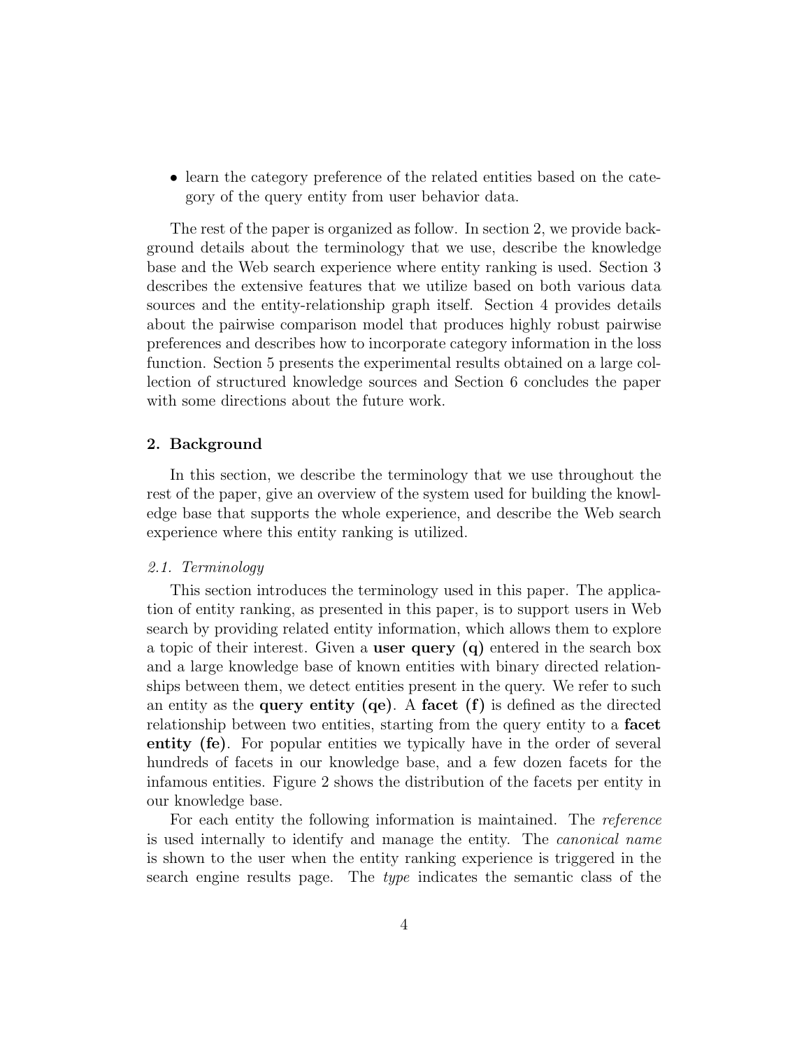- learn the category preference of the related entities based on the category of the query entity from user behavior data.

The rest of the paper is organized as follow. In section 2, we provide background details about the terminology that we use, describe the knowledge base and the Web search experience where entity ranking is used. Section 3 describes the extensive features that we utilize based on both various data sources and the entity-relationship graph itself. Section 4 provides details about the pairwise comparison model that produces highly robust pairwise preferences and describes how to incorporate category information in the loss function. Section 5 presents the experimental results obtained on a large collection of structured knowledge sources and Section 6 concludes the paper with some directions about the future work.

## 2. Background

In this section, we describe the terminology that we use throughout the rest of the paper, give an overview of the system used for building the knowledge base that supports the whole experience, and describe the Web search experience where this entity ranking is utilized.

### *2.1. Terminology*

This section introduces the terminology used in this paper. The application of entity ranking, as presented in this paper, is to support users in Web search by providing related entity information, which allows them to explore a topic of their interest. Given a **user query (q)** entered in the search box and a large knowledge base of known entities with binary directed relationships between them, we detect entities present in the query. We refer to such an entity as the **query entity (qe)**. A **facet (f)** is defined as the directed relationship between two entities, starting from the query entity to a **facet entity (fe)**. For popular entities we typically have in the order of several hundreds of facets in our knowledge base, and a few dozen facets for the infamous entities. Figure 2 shows the distribution of the facets per entity in our knowledge base.

For each entity the following information is maintained. The *reference* is used internally to identify and manage the entity. The *canonical name* is shown to the user when the entity ranking experience is triggered in the search engine results page. The *type* indicates the semantic class of the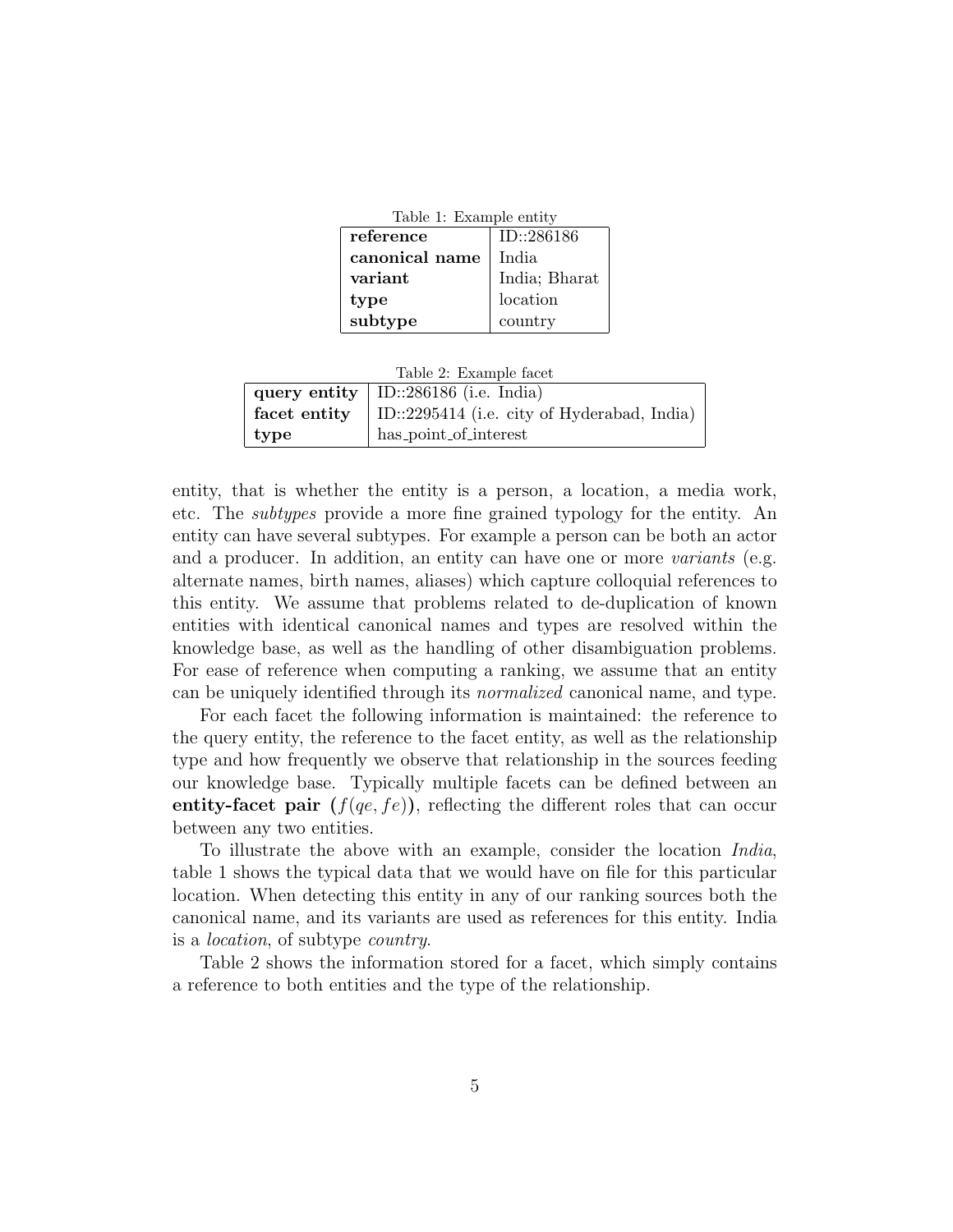Table 1: Example entity

| | |
|---|---|
| **reference** | ID::286186 |
| **canonical name** | India |
| **variant** | India; Bharat |
| **type** | location |
| **subtype** | country |

Table 2: Example facet

| | |
|---|---|
| **query entity** | ID::286186 (i.e. India) |
| **facet entity** | ID::2295414 (i.e. city of Hyderabad, India) |
| **type** | has_point_of_interest |

entity, that is whether the entity is a person, a location, a media work, etc. The *subtypes* provide a more fine grained typology for the entity. An entity can have several subtypes. For example a person can be both an actor and a producer. In addition, an entity can have one or more *variants* (e.g. alternate names, birth names, aliases) which capture colloquial references to this entity. We assume that problems related to de-duplication of known entities with identical canonical names and types are resolved within the knowledge base, as well as the handling of other disambiguation problems. For ease of reference when computing a ranking, we assume that an entity can be uniquely identified through its *normalized* canonical name, and type.

For each facet the following information is maintained: the reference to the query entity, the reference to the facet entity, as well as the relationship type and how frequently we observe that relationship in the sources feeding our knowledge base. Typically multiple facets can be defined between an **entity-facet pair ($f(qe, fe)$)**, reflecting the different roles that can occur between any two entities.

To illustrate the above with an example, consider the location *India*, table 1 shows the typical data that we would have on file for this particular location. When detecting this entity in any of our ranking sources both the canonical name, and its variants are used as references for this entity. India is a *location*, of subtype *country*.

Table 2 shows the information stored for a facet, which simply contains a reference to both entities and the type of the relationship.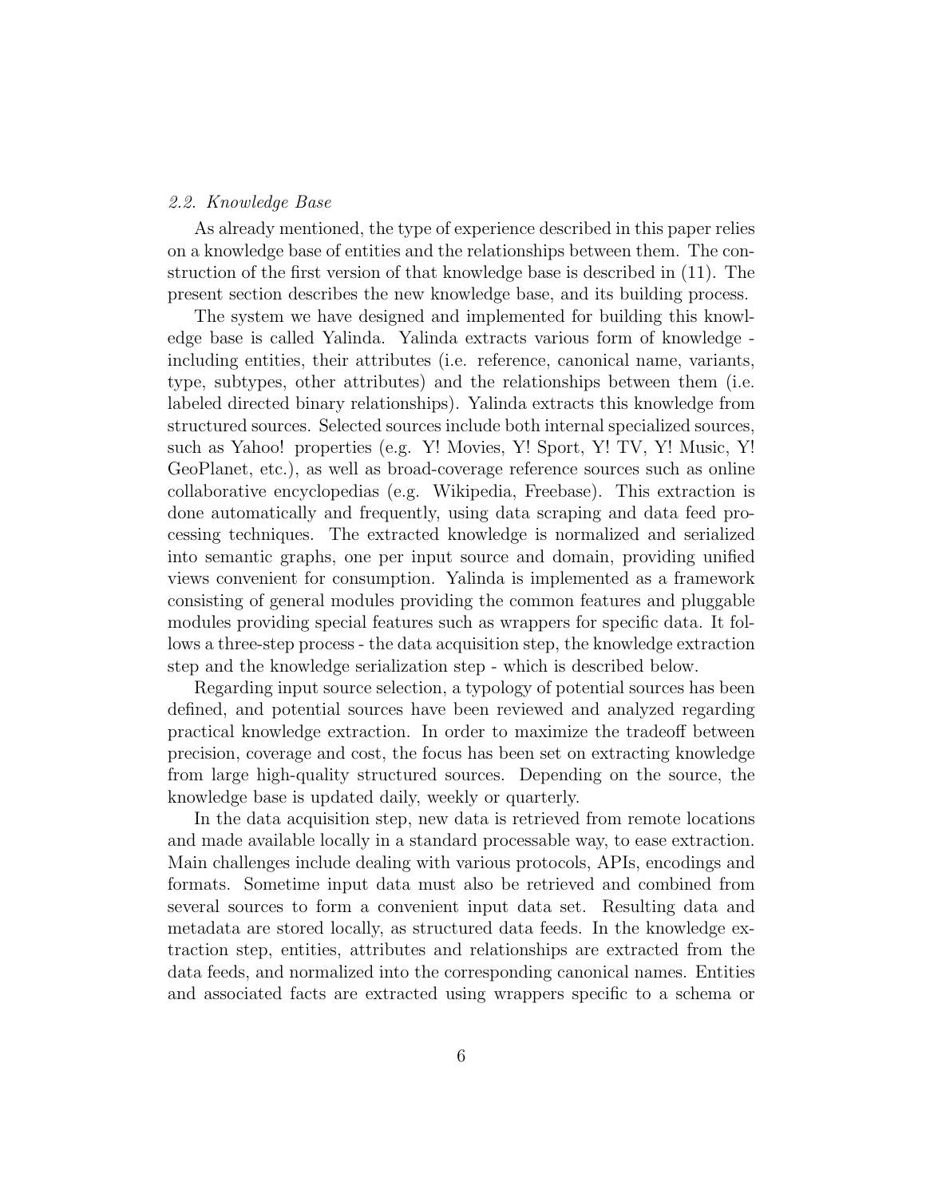### *2.2. Knowledge Base*

As already mentioned, the type of experience described in this paper relies on a knowledge base of entities and the relationships between them. The construction of the first version of that knowledge base is described in (11). The present section describes the new knowledge base, and its building process.

The system we have designed and implemented for building this knowledge base is called Yalinda. Yalinda extracts various form of knowledge - including entities, their attributes (i.e. reference, canonical name, variants, type, subtypes, other attributes) and the relationships between them (i.e. labeled directed binary relationships). Yalinda extracts this knowledge from structured sources. Selected sources include both internal specialized sources, such as Yahoo! properties (e.g. Y! Movies, Y! Sport, Y! TV, Y! Music, Y! GeoPlanet, etc.), as well as broad-coverage reference sources such as online collaborative encyclopedias (e.g. Wikipedia, Freebase). This extraction is done automatically and frequently, using data scraping and data feed processing techniques. The extracted knowledge is normalized and serialized into semantic graphs, one per input source and domain, providing unified views convenient for consumption. Yalinda is implemented as a framework consisting of general modules providing the common features and pluggable modules providing special features such as wrappers for specific data. It follows a three-step process - the data acquisition step, the knowledge extraction step and the knowledge serialization step - which is described below.

Regarding input source selection, a typology of potential sources has been defined, and potential sources have been reviewed and analyzed regarding practical knowledge extraction. In order to maximize the tradeoff between precision, coverage and cost, the focus has been set on extracting knowledge from large high-quality structured sources. Depending on the source, the knowledge base is updated daily, weekly or quarterly.

In the data acquisition step, new data is retrieved from remote locations and made available locally in a standard processable way, to ease extraction. Main challenges include dealing with various protocols, APIs, encodings and formats. Sometime input data must also be retrieved and combined from several sources to form a convenient input data set. Resulting data and metadata are stored locally, as structured data feeds. In the knowledge extraction step, entities, attributes and relationships are extracted from the data feeds, and normalized into the corresponding canonical names. Entities and associated facts are extracted using wrappers specific to a schema or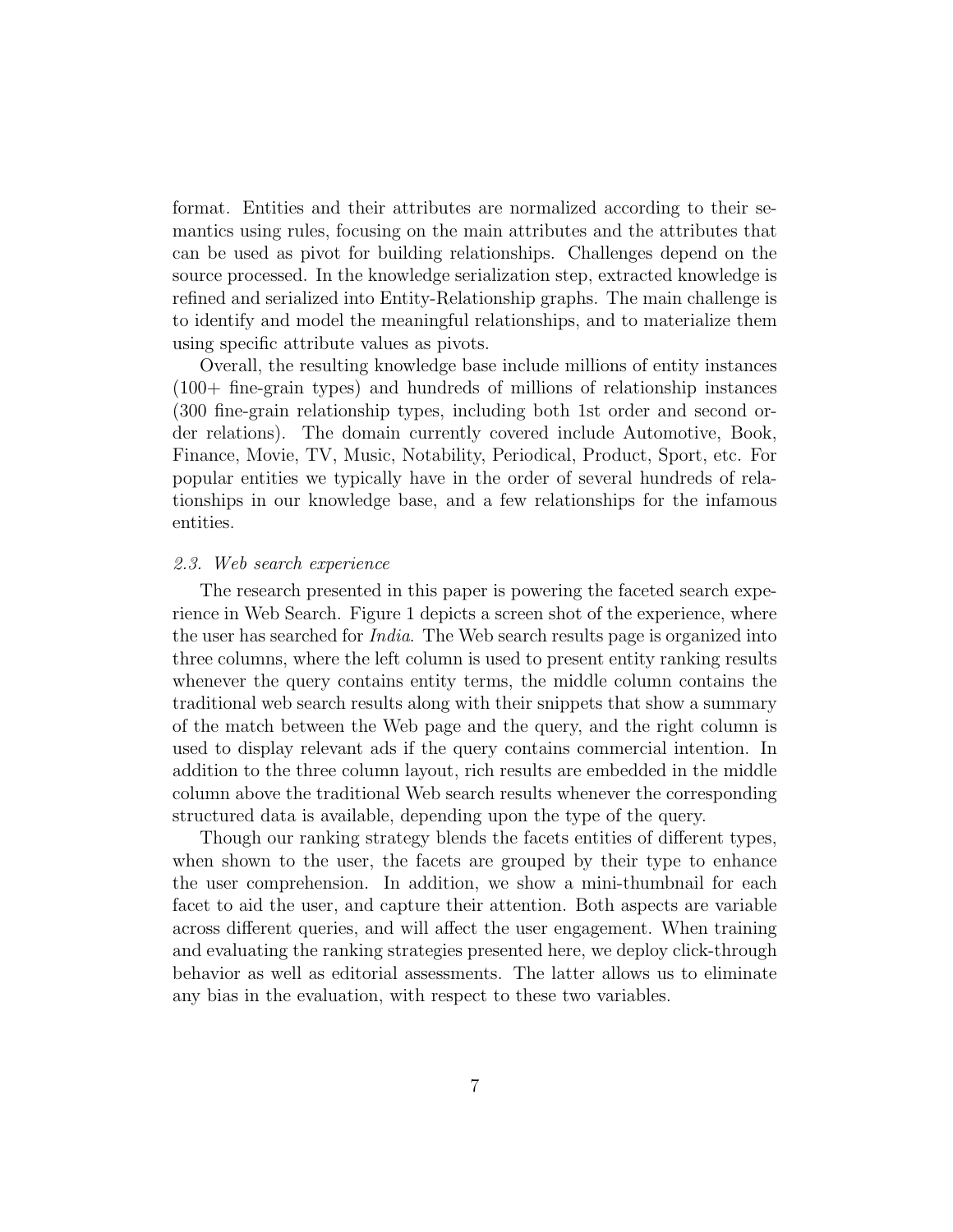format. Entities and their attributes are normalized according to their semantics using rules, focusing on the main attributes and the attributes that can be used as pivot for building relationships. Challenges depend on the source processed. In the knowledge serialization step, extracted knowledge is refined and serialized into Entity-Relationship graphs. The main challenge is to identify and model the meaningful relationships, and to materialize them using specific attribute values as pivots.

Overall, the resulting knowledge base include millions of entity instances (100+ fine-grain types) and hundreds of millions of relationship instances (300 fine-grain relationship types, including both 1st order and second order relations). The domain currently covered include Automotive, Book, Finance, Movie, TV, Music, Notability, Periodical, Product, Sport, etc. For popular entities we typically have in the order of several hundreds of relationships in our knowledge base, and a few relationships for the infamous entities.

### *2.3. Web search experience*

The research presented in this paper is powering the faceted search experience in Web Search. Figure 1 depicts a screen shot of the experience, where the user has searched for *India*. The Web search results page is organized into three columns, where the left column is used to present entity ranking results whenever the query contains entity terms, the middle column contains the traditional web search results along with their snippets that show a summary of the match between the Web page and the query, and the right column is used to display relevant ads if the query contains commercial intention. In addition to the three column layout, rich results are embedded in the middle column above the traditional Web search results whenever the corresponding structured data is available, depending upon the type of the query.

Though our ranking strategy blends the facets entities of different types, when shown to the user, the facets are grouped by their type to enhance the user comprehension. In addition, we show a mini-thumbnail for each facet to aid the user, and capture their attention. Both aspects are variable across different queries, and will affect the user engagement. When training and evaluating the ranking strategies presented here, we deploy click-through behavior as well as editorial assessments. The latter allows us to eliminate any bias in the evaluation, with respect to these two variables.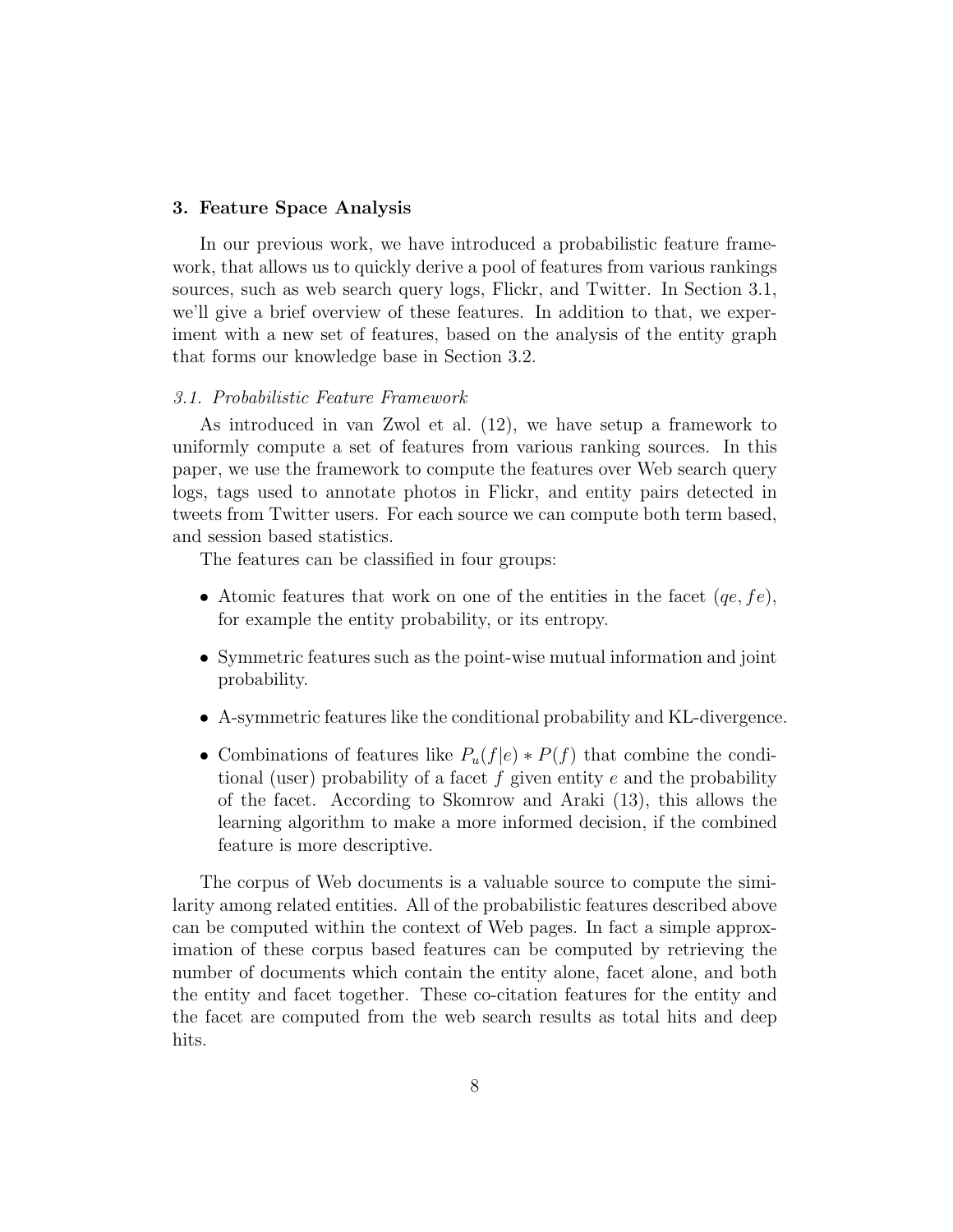## 3. Feature Space Analysis

In our previous work, we have introduced a probabilistic feature framework, that allows us to quickly derive a pool of features from various rankings sources, such as web search query logs, Flickr, and Twitter. In Section 3.1, we'll give a brief overview of these features. In addition to that, we experiment with a new set of features, based on the analysis of the entity graph that forms our knowledge base in Section 3.2.

### *3.1. Probabilistic Feature Framework*

As introduced in van Zwol et al. (12), we have setup a framework to uniformly compute a set of features from various ranking sources. In this paper, we use the framework to compute the features over Web search query logs, tags used to annotate photos in Flickr, and entity pairs detected in tweets from Twitter users. For each source we can compute both term based, and session based statistics.

The features can be classified in four groups:

- Atomic features that work on one of the entities in the facet $(qe, fe)$, for example the entity probability, or its entropy.
- Symmetric features such as the point-wise mutual information and joint probability.
- A-symmetric features like the conditional probability and KL-divergence.
- Combinations of features like $P_u(f|e) * P(f)$ that combine the conditional (user) probability of a facet $f$ given entity $e$ and the probability of the facet. According to Skomrow and Araki (13), this allows the learning algorithm to make a more informed decision, if the combined feature is more descriptive.

The corpus of Web documents is a valuable source to compute the similarity among related entities. All of the probabilistic features described above can be computed within the context of Web pages. In fact a simple approximation of these corpus based features can be computed by retrieving the number of documents which contain the entity alone, facet alone, and both the entity and facet together. These co-citation features for the entity and the facet are computed from the web search results as total hits and deep hits.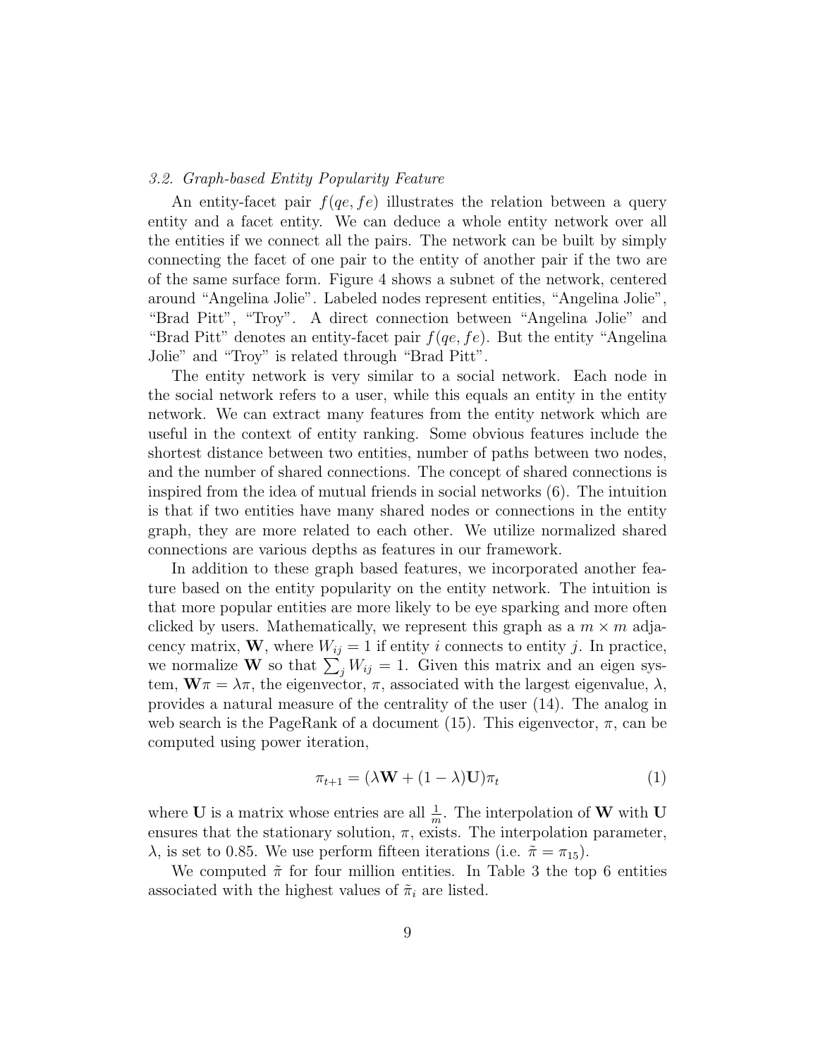### *3.2. Graph-based Entity Popularity Feature*

An entity-facet pair $f(qe, fe)$ illustrates the relation between a query entity and a facet entity. We can deduce a whole entity network over all the entities if we connect all the pairs. The network can be built by simply connecting the facet of one pair to the entity of another pair if the two are of the same surface form. Figure 4 shows a subnet of the network, centered around "Angelina Jolie". Labeled nodes represent entities, "Angelina Jolie", "Brad Pitt", "Troy". A direct connection between "Angelina Jolie" and "Brad Pitt" denotes an entity-facet pair $f(qe, fe)$. But the entity "Angelina Jolie" and "Troy" is related through "Brad Pitt".

The entity network is very similar to a social network. Each node in the social network refers to a user, while this equals an entity in the entity network. We can extract many features from the entity network which are useful in the context of entity ranking. Some obvious features include the shortest distance between two entities, number of paths between two nodes, and the number of shared connections. The concept of shared connections is inspired from the idea of mutual friends in social networks (6). The intuition is that if two entities have many shared nodes or connections in the entity graph, they are more related to each other. We utilize normalized shared connections are various depths as features in our framework.

In addition to these graph based features, we incorporated another feature based on the entity popularity on the entity network. The intuition is that more popular entities are more likely to be eye sparking and more often clicked by users. Mathematically, we represent this graph as a $m \times m$ adjacency matrix, $\mathbf{W}$, where $W_{ij} = 1$ if entity $i$ connects to entity $j$. In practice, we normalize $\mathbf{W}$ so that $\sum_j W_{ij} = 1$. Given this matrix and an eigen system, $\mathbf{W}\pi = \lambda\pi$, the eigenvector, $\pi$, associated with the largest eigenvalue, $\lambda$, provides a natural measure of the centrality of the user (14). The analog in web search is the PageRank of a document (15). This eigenvector, $\pi$, can be computed using power iteration,

$$\pi_{t+1} = (\lambda\mathbf{W} + (1 - \lambda)\mathbf{U})\pi_t \tag{1}$$

where $\mathbf{U}$ is a matrix whose entries are all $\frac{1}{m}$. The interpolation of $\mathbf{W}$ with $\mathbf{U}$ ensures that the stationary solution, $\pi$, exists. The interpolation parameter, $\lambda$, is set to 0.85. We use perform fifteen iterations (i.e. $\tilde{\pi} = \pi_{15}$).

We computed $\tilde{\pi}$ for four million entities. In Table 3 the top 6 entities associated with the highest values of $\tilde{\pi}_i$ are listed.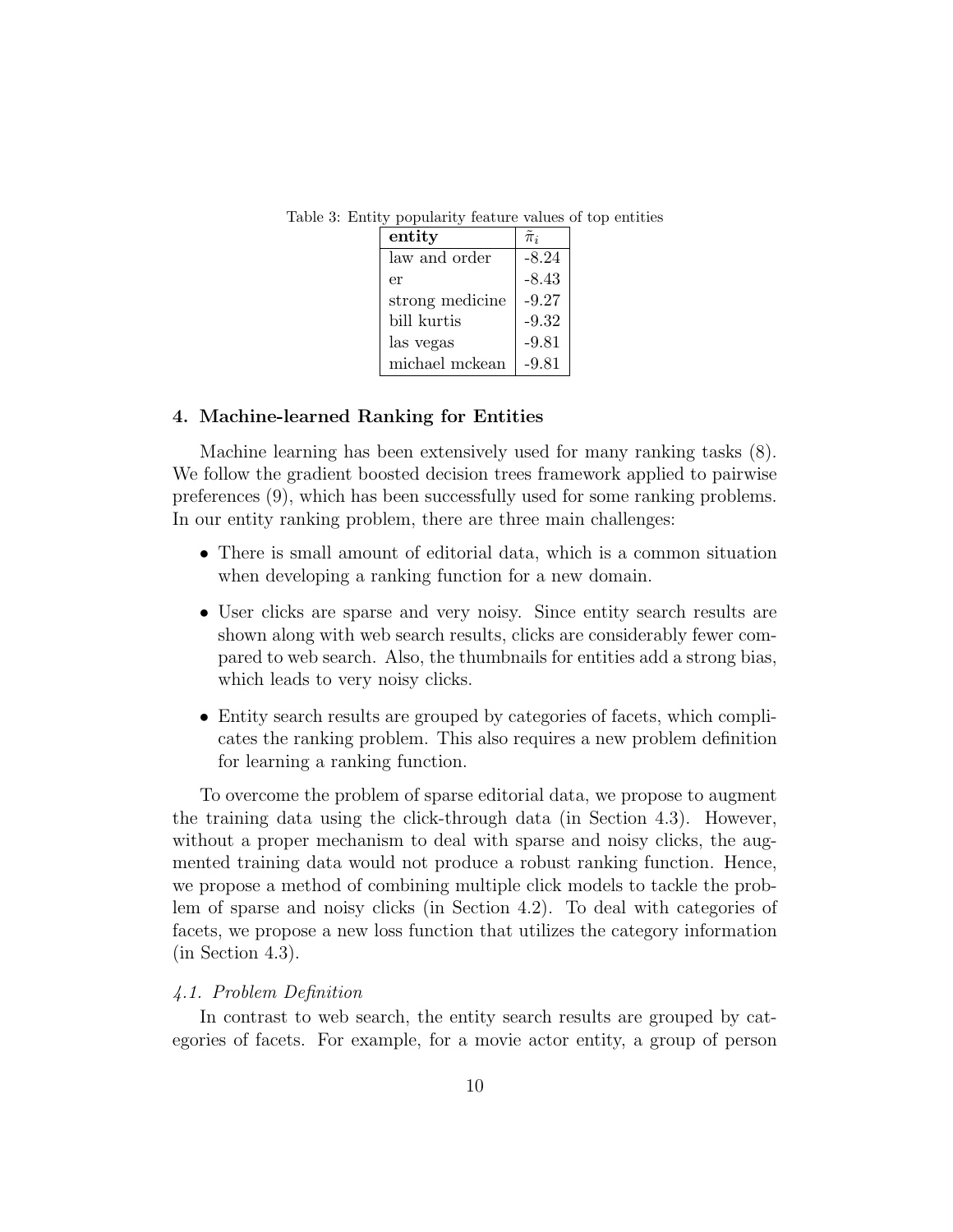Table 3: Entity popularity feature values of top entities

| entity | $\tilde{\pi}_i$ |
|---|---|
| law and order | -8.24 |
| er | -8.43 |
| strong medicine | -9.27 |
| bill kurtis | -9.32 |
| las vegas | -9.81 |
| michael mckean | -9.81 |

## 4. Machine-learned Ranking for Entities

Machine learning has been extensively used for many ranking tasks (8). We follow the gradient boosted decision trees framework applied to pairwise preferences (9), which has been successfully used for some ranking problems. In our entity ranking problem, there are three main challenges:

- There is small amount of editorial data, which is a common situation when developing a ranking function for a new domain.
- User clicks are sparse and very noisy. Since entity search results are shown along with web search results, clicks are considerably fewer compared to web search. Also, the thumbnails for entities add a strong bias, which leads to very noisy clicks.
- Entity search results are grouped by categories of facets, which complicates the ranking problem. This also requires a new problem definition for learning a ranking function.

To overcome the problem of sparse editorial data, we propose to augment the training data using the click-through data (in Section 4.3). However, without a proper mechanism to deal with sparse and noisy clicks, the augmented training data would not produce a robust ranking function. Hence, we propose a method of combining multiple click models to tackle the problem of sparse and noisy clicks (in Section 4.2). To deal with categories of facets, we propose a new loss function that utilizes the category information (in Section 4.3).

### *4.1. Problem Definition*

In contrast to web search, the entity search results are grouped by categories of facets. For example, for a movie actor entity, a group of person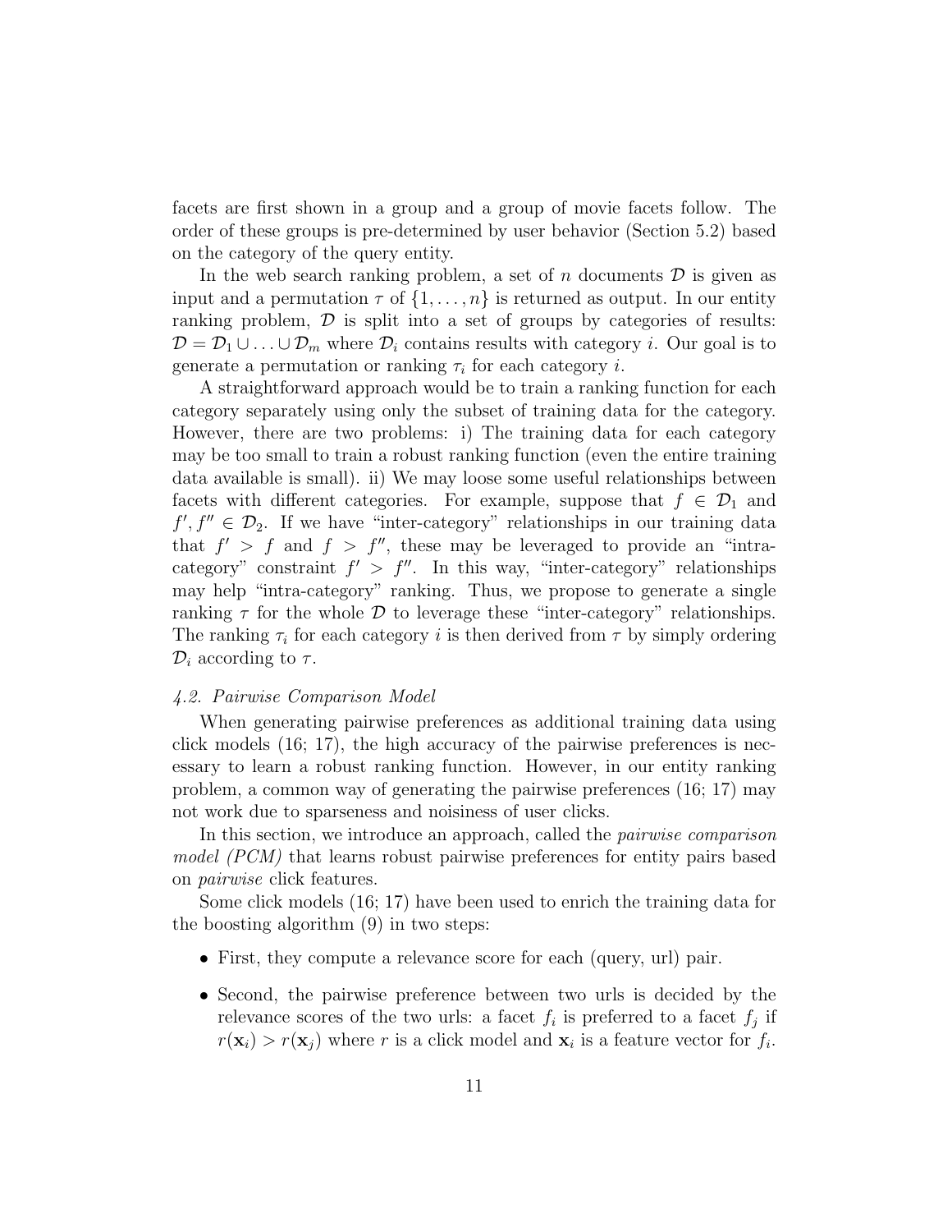facets are first shown in a group and a group of movie facets follow. The order of these groups is pre-determined by user behavior (Section 5.2) based on the category of the query entity.

In the web search ranking problem, a set of $n$ documents $\mathcal{D}$ is given as input and a permutation $\tau$ of $\{1, \ldots, n\}$ is returned as output. In our entity ranking problem, $\mathcal{D}$ is split into a set of groups by categories of results: $\mathcal{D} = \mathcal{D}_1 \cup \ldots \cup \mathcal{D}_m$ where $\mathcal{D}_i$ contains results with category $i$. Our goal is to generate a permutation or ranking $\tau_i$ for each category $i$.

A straightforward approach would be to train a ranking function for each category separately using only the subset of training data for the category. However, there are two problems: i) The training data for each category may be too small to train a robust ranking function (even the entire training data available is small). ii) We may loose some useful relationships between facets with different categories. For example, suppose that $f \in \mathcal{D}_1$ and $f', f'' \in \mathcal{D}_2$. If we have "inter-category" relationships in our training data that $f' > f$ and $f > f''$, these may be leveraged to provide an "intra-category" constraint $f' > f''$. In this way, "inter-category" relationships may help "intra-category" ranking. Thus, we propose to generate a single ranking $\tau$ for the whole $\mathcal{D}$ to leverage these "inter-category" relationships. The ranking $\tau_i$ for each category $i$ is then derived from $\tau$ by simply ordering $\mathcal{D}_i$ according to $\tau$.

### *4.2. Pairwise Comparison Model*

When generating pairwise preferences as additional training data using click models (16; 17), the high accuracy of the pairwise preferences is necessary to learn a robust ranking function. However, in our entity ranking problem, a common way of generating the pairwise preferences (16; 17) may not work due to sparseness and noisiness of user clicks.

In this section, we introduce an approach, called the *pairwise comparison model (PCM)* that learns robust pairwise preferences for entity pairs based on *pairwise* click features.

Some click models (16; 17) have been used to enrich the training data for the boosting algorithm (9) in two steps:

- First, they compute a relevance score for each (query, url) pair.
- Second, the pairwise preference between two urls is decided by the relevance scores of the two urls: a facet $f_i$ is preferred to a facet $f_j$ if $r(\mathbf{x}_i) > r(\mathbf{x}_j)$ where $r$ is a click model and $\mathbf{x}_i$ is a feature vector for $f_i$.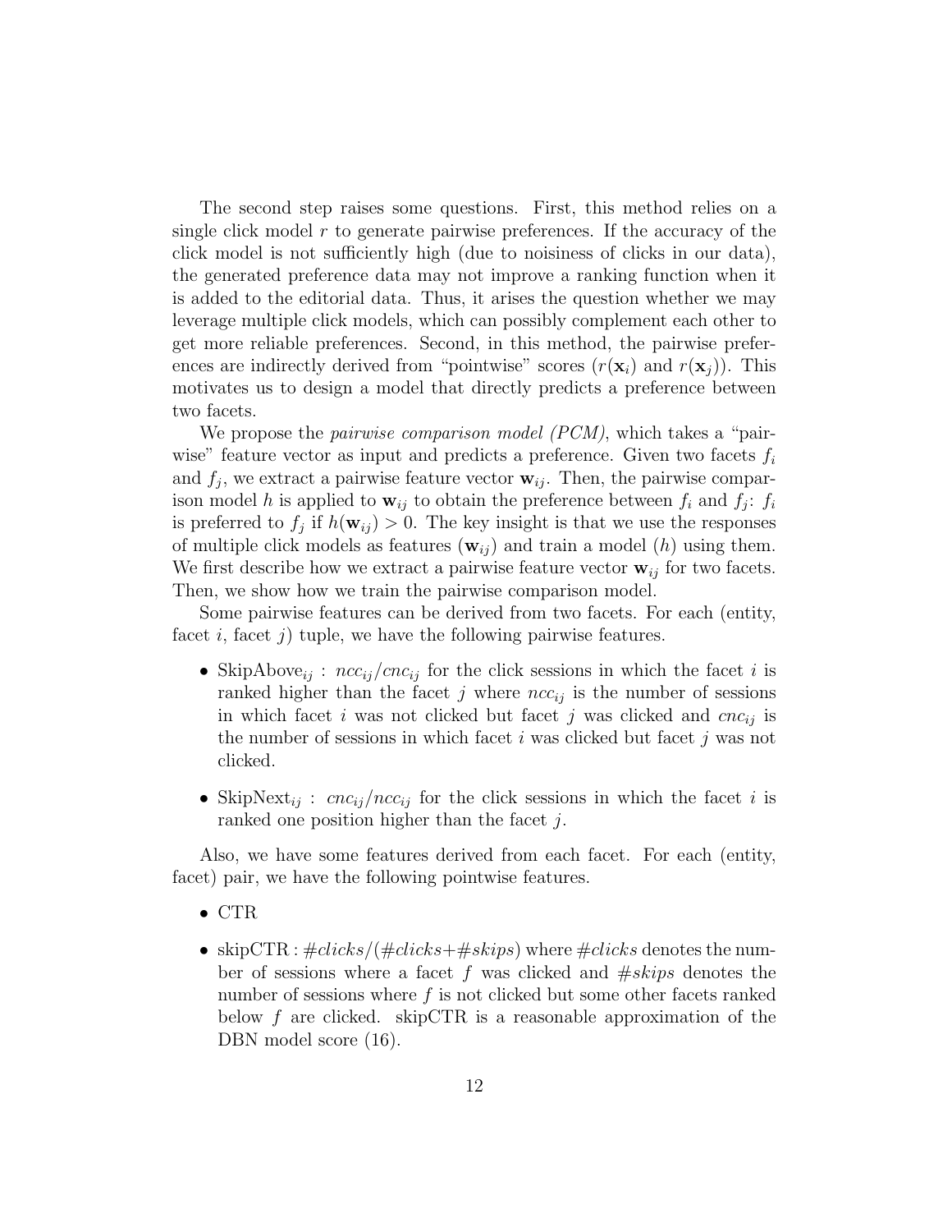The second step raises some questions. First, this method relies on a single click model $r$ to generate pairwise preferences. If the accuracy of the click model is not sufficiently high (due to noisiness of clicks in our data), the generated preference data may not improve a ranking function when it is added to the editorial data. Thus, it arises the question whether we may leverage multiple click models, which can possibly complement each other to get more reliable preferences. Second, in this method, the pairwise preferences are indirectly derived from "pointwise" scores ($r(\mathbf{x}_i)$ and $r(\mathbf{x}_j)$). This motivates us to design a model that directly predicts a preference between two facets.

We propose the *pairwise comparison model (PCM)*, which takes a "pairwise" feature vector as input and predicts a preference. Given two facets $f_i$ and $f_j$, we extract a pairwise feature vector $\mathbf{w}_{ij}$. Then, the pairwise comparison model $h$ is applied to $\mathbf{w}_{ij}$ to obtain the preference between $f_i$ and $f_j$: $f_i$ is preferred to $f_j$ if $h(\mathbf{w}_{ij}) > 0$. The key insight is that we use the responses of multiple click models as features ($\mathbf{w}_{ij}$) and train a model ($h$) using them. We first describe how we extract a pairwise feature vector $\mathbf{w}_{ij}$ for two facets. Then, we show how we train the pairwise comparison model.

Some pairwise features can be derived from two facets. For each (entity, facet $i$, facet $j$) tuple, we have the following pairwise features.

- $\text{SkipAbove}_{ij}$ : $ncc_{ij}/cnc_{ij}$ for the click sessions in which the facet $i$ is ranked higher than the facet $j$ where $ncc_{ij}$ is the number of sessions in which facet $i$ was not clicked but facet $j$ was clicked and $cnc_{ij}$ is the number of sessions in which facet $i$ was clicked but facet $j$ was not clicked.

- $\text{SkipNext}_{ij}$ : $cnc_{ij}/ncc_{ij}$ for the click sessions in which the facet $i$ is ranked one position higher than the facet $j$.

Also, we have some features derived from each facet. For each (entity, facet) pair, we have the following pointwise features.

- CTR

- skipCTR : $\#clicks/(\#clicks+\#skips)$ where $\#clicks$ denotes the number of sessions where a facet $f$ was clicked and $\#skips$ denotes the number of sessions where $f$ is not clicked but some other facets ranked below $f$ are clicked. skipCTR is a reasonable approximation of the DBN model score (16).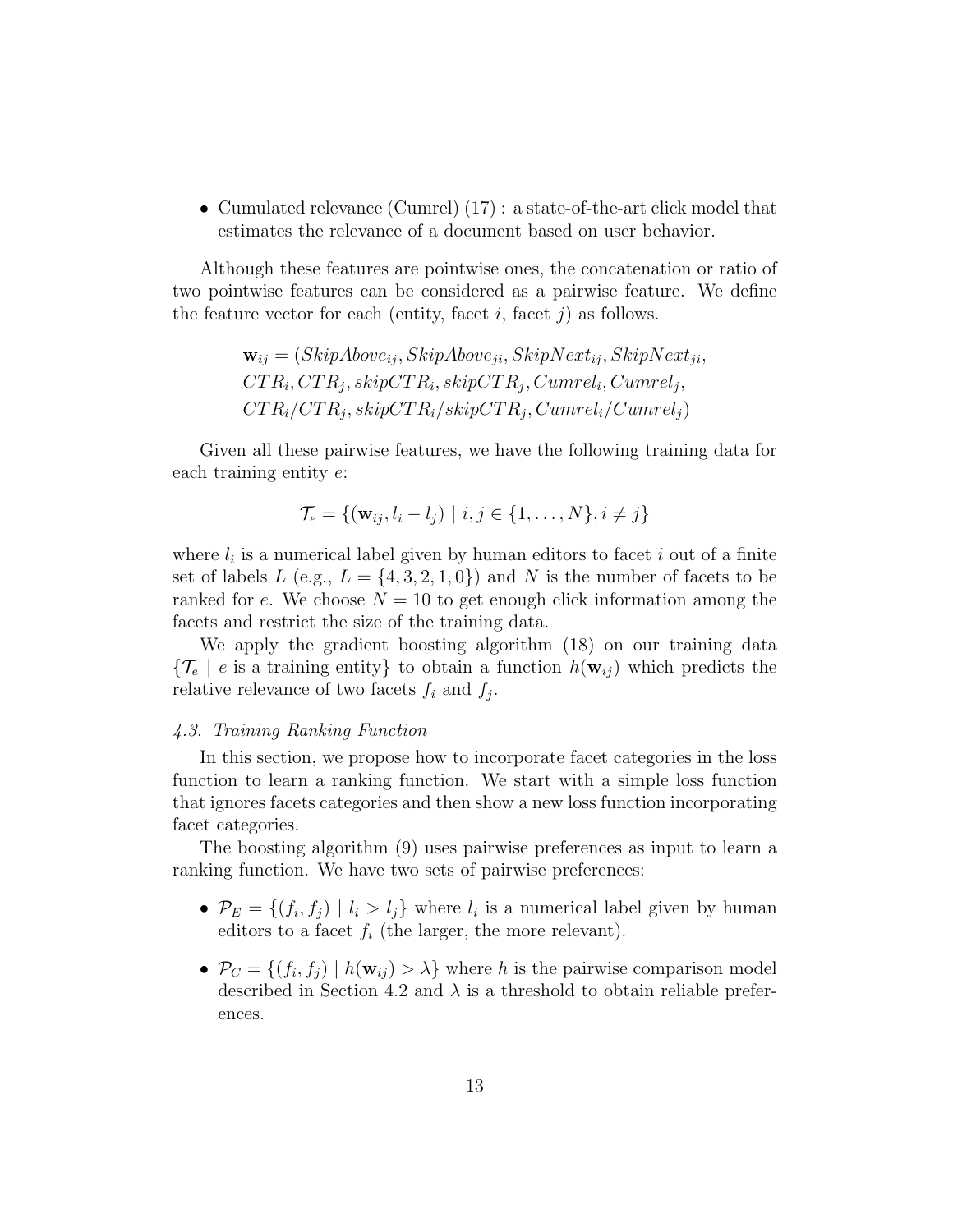- Cumulated relevance (Cumrel) (17) : a state-of-the-art click model that estimates the relevance of a document based on user behavior.

Although these features are pointwise ones, the concatenation or ratio of two pointwise features can be considered as a pairwise feature. We define the feature vector for each (entity, facet $i$, facet $j$) as follows.

$$\mathbf{w}_{ij} = (SkipAbove_{ij}, SkipAbove_{ji}, SkipNext_{ij}, SkipNext_{ji},$$
$$CTR_i, CTR_j, skipCTR_i, skipCTR_j, Cumrel_i, Cumrel_j,$$
$$CTR_i/CTR_j, skipCTR_i/skipCTR_j, Cumrel_i/Cumrel_j)$$

Given all these pairwise features, we have the following training data for each training entity $e$:

$$\mathcal{T}_e = \{(\mathbf{w}_{ij}, l_i - l_j) \mid i, j \in \{1, \ldots, N\}, i \neq j\}$$

where $l_i$ is a numerical label given by human editors to facet $i$ out of a finite set of labels $L$ (e.g., $L = \{4, 3, 2, 1, 0\}$) and $N$ is the number of facets to be ranked for $e$. We choose $N = 10$ to get enough click information among the facets and restrict the size of the training data.

We apply the gradient boosting algorithm (18) on our training data $\{\mathcal{T}_e \mid e \text{ is a training entity}\}$ to obtain a function $h(\mathbf{w}_{ij})$ which predicts the relative relevance of two facets $f_i$ and $f_j$.

### *4.3. Training Ranking Function*

In this section, we propose how to incorporate facet categories in the loss function to learn a ranking function. We start with a simple loss function that ignores facets categories and then show a new loss function incorporating facet categories.

The boosting algorithm (9) uses pairwise preferences as input to learn a ranking function. We have two sets of pairwise preferences:

- $\mathcal{P}_E = \{(f_i, f_j) \mid l_i > l_j\}$ where $l_i$ is a numerical label given by human editors to a facet $f_i$ (the larger, the more relevant).
- $\mathcal{P}_C = \{(f_i, f_j) \mid h(\mathbf{w}_{ij}) > \lambda\}$ where $h$ is the pairwise comparison model described in Section 4.2 and $\lambda$ is a threshold to obtain reliable preferences.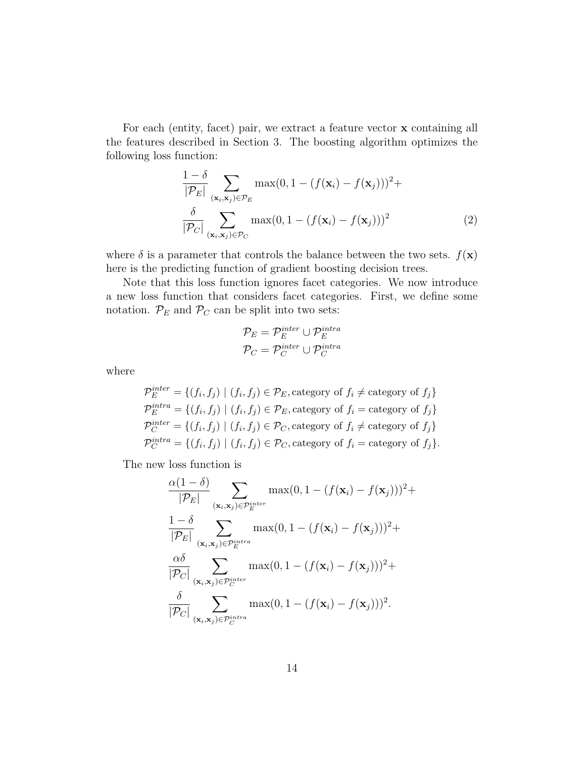For each (entity, facet) pair, we extract a feature vector $\mathbf{x}$ containing all the features described in Section 3. The boosting algorithm optimizes the following loss function:

$$
\begin{aligned}
&\frac{1-\delta}{|\mathcal{P}_E|} \sum_{(\mathbf{x}_i, \mathbf{x}_j) \in \mathcal{P}_E} \max(0, 1 - (f(\mathbf{x}_i) - f(\mathbf{x}_j)))^2 + \\
&\frac{\delta}{|\mathcal{P}_C|} \sum_{(\mathbf{x}_i, \mathbf{x}_j) \in \mathcal{P}_C} \max(0, 1 - (f(\mathbf{x}_i) - f(\mathbf{x}_j)))^2
\end{aligned} \tag{2}
$$

where $\delta$ is a parameter that controls the balance between the two sets. $f(\mathbf{x})$ here is the predicting function of gradient boosting decision trees.

Note that this loss function ignores facet categories. We now introduce a new loss function that considers facet categories. First, we define some notation. $\mathcal{P}_E$ and $\mathcal{P}_C$ can be split into two sets:

$$
\begin{aligned}
\mathcal{P}_E &= \mathcal{P}_E^{inter} \cup \mathcal{P}_E^{intra} \\
\mathcal{P}_C &= \mathcal{P}_C^{inter} \cup \mathcal{P}_C^{intra}
\end{aligned}
$$

where

$$
\begin{aligned}
\mathcal{P}_E^{inter} &= \{(f_i, f_j) \mid (f_i, f_j) \in \mathcal{P}_E, \text{category of } f_i \neq \text{category of } f_j\} \\
\mathcal{P}_E^{intra} &= \{(f_i, f_j) \mid (f_i, f_j) \in \mathcal{P}_E, \text{category of } f_i = \text{category of } f_j\} \\
\mathcal{P}_C^{inter} &= \{(f_i, f_j) \mid (f_i, f_j) \in \mathcal{P}_C, \text{category of } f_i \neq \text{category of } f_j\} \\
\mathcal{P}_C^{intra} &= \{(f_i, f_j) \mid (f_i, f_j) \in \mathcal{P}_C, \text{category of } f_i = \text{category of } f_j\}.
\end{aligned}
$$

The new loss function is

$$
\begin{aligned}
&\frac{\alpha(1-\delta)}{|\mathcal{P}_E|} \sum_{(\mathbf{x}_i, \mathbf{x}_j) \in \mathcal{P}_E^{inter}} \max(0, 1 - (f(\mathbf{x}_i) - f(\mathbf{x}_j)))^2 + \\
&\frac{1-\delta}{|\mathcal{P}_E|} \sum_{(\mathbf{x}_i, \mathbf{x}_j) \in \mathcal{P}_E^{intra}} \max(0, 1 - (f(\mathbf{x}_i) - f(\mathbf{x}_j)))^2 + \\
&\frac{\alpha\delta}{|\mathcal{P}_C|} \sum_{(\mathbf{x}_i, \mathbf{x}_j) \in \mathcal{P}_C^{inter}} \max(0, 1 - (f(\mathbf{x}_i) - f(\mathbf{x}_j)))^2 + \\
&\frac{\delta}{|\mathcal{P}_C|} \sum_{(\mathbf{x}_i, \mathbf{x}_j) \in \mathcal{P}_C^{intra}} \max(0, 1 - (f(\mathbf{x}_i) - f(\mathbf{x}_j)))^2.
\end{aligned}
$$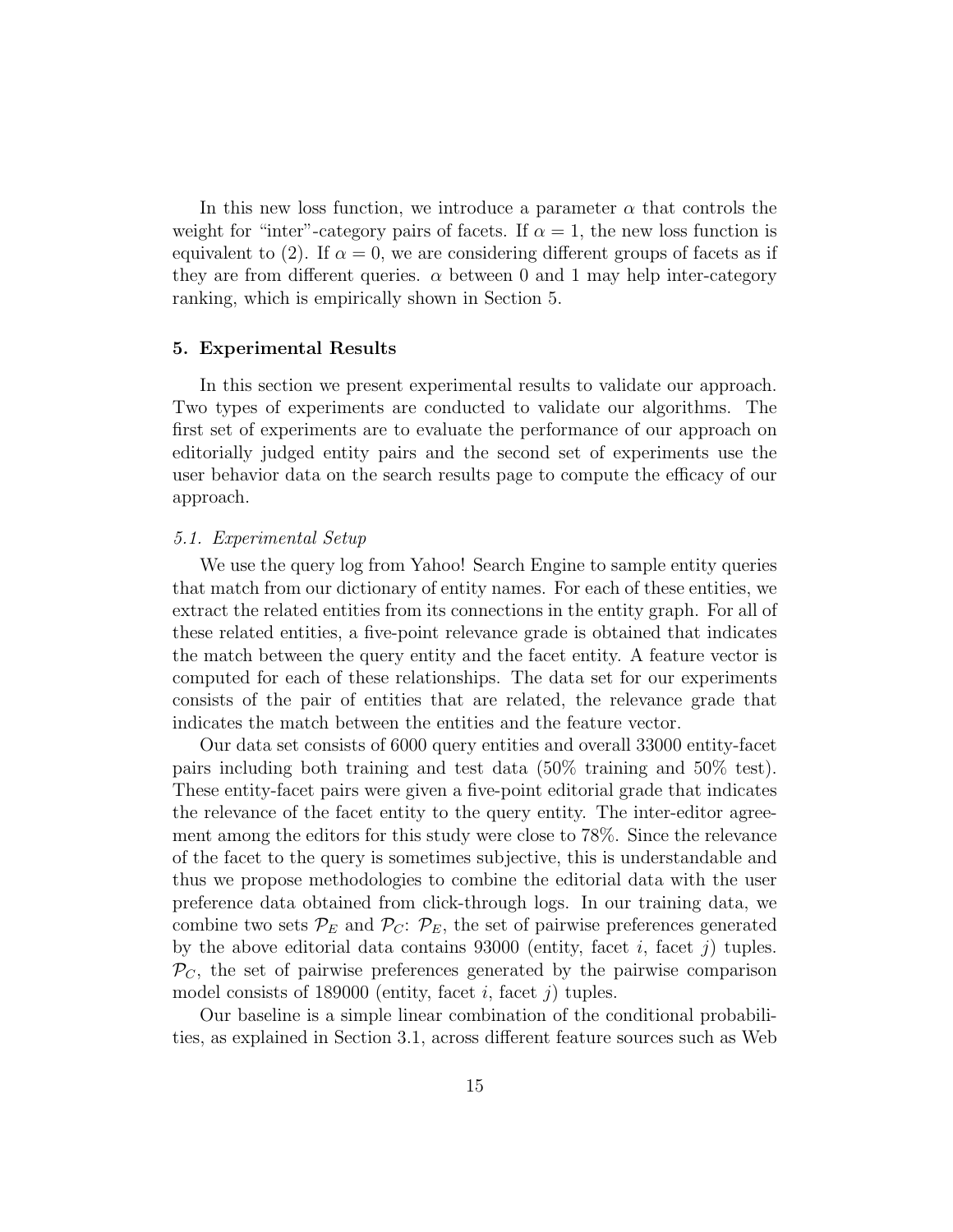In this new loss function, we introduce a parameter $\alpha$ that controls the weight for "inter"-category pairs of facets. If $\alpha = 1$, the new loss function is equivalent to (2). If $\alpha = 0$, we are considering different groups of facets as if they are from different queries. $\alpha$ between 0 and 1 may help inter-category ranking, which is empirically shown in Section 5.

## 5. Experimental Results

In this section we present experimental results to validate our approach. Two types of experiments are conducted to validate our algorithms. The first set of experiments are to evaluate the performance of our approach on editorially judged entity pairs and the second set of experiments use the user behavior data on the search results page to compute the efficacy of our approach.

### *5.1. Experimental Setup*

We use the query log from Yahoo! Search Engine to sample entity queries that match from our dictionary of entity names. For each of these entities, we extract the related entities from its connections in the entity graph. For all of these related entities, a five-point relevance grade is obtained that indicates the match between the query entity and the facet entity. A feature vector is computed for each of these relationships. The data set for our experiments consists of the pair of entities that are related, the relevance grade that indicates the match between the entities and the feature vector.

Our data set consists of 6000 query entities and overall 33000 entity-facet pairs including both training and test data (50% training and 50% test). These entity-facet pairs were given a five-point editorial grade that indicates the relevance of the facet entity to the query entity. The inter-editor agreement among the editors for this study were close to 78%. Since the relevance of the facet to the query is sometimes subjective, this is understandable and thus we propose methodologies to combine the editorial data with the user preference data obtained from click-through logs. In our training data, we combine two sets $\mathcal{P}_E$ and $\mathcal{P}_C$: $\mathcal{P}_E$, the set of pairwise preferences generated by the above editorial data contains 93000 (entity, facet $i$, facet $j$) tuples. $\mathcal{P}_C$, the set of pairwise preferences generated by the pairwise comparison model consists of 189000 (entity, facet $i$, facet $j$) tuples.

Our baseline is a simple linear combination of the conditional probabilities, as explained in Section 3.1, across different feature sources such as Web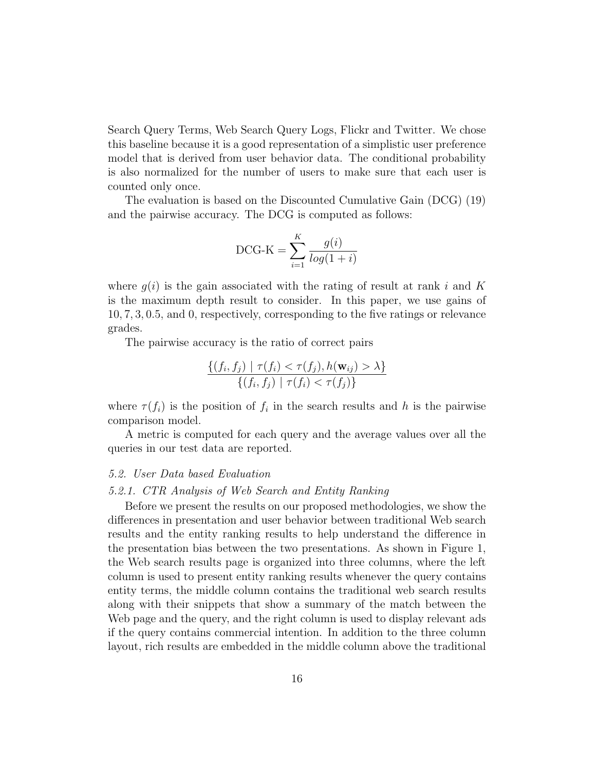Search Query Terms, Web Search Query Logs, Flickr and Twitter. We chose this baseline because it is a good representation of a simplistic user preference model that is derived from user behavior data. The conditional probability is also normalized for the number of users to make sure that each user is counted only once.

The evaluation is based on the Discounted Cumulative Gain (DCG) (19) and the pairwise accuracy. The DCG is computed as follows:

$$\text{DCG-K} = \sum_{i=1}^{K} \frac{g(i)}{log(1+i)}$$

where $g(i)$ is the gain associated with the rating of result at rank $i$ and $K$ is the maximum depth result to consider. In this paper, we use gains of $10, 7, 3, 0.5$, and $0$, respectively, corresponding to the five ratings or relevance grades.

The pairwise accuracy is the ratio of correct pairs

$$\frac{\{(f_i, f_j) \mid \tau(f_i) < \tau(f_j), h(\mathbf{w}_{ij}) > \lambda\}}{\{(f_i, f_j) \mid \tau(f_i) < \tau(f_j)\}}$$

where $\tau(f_i)$ is the position of $f_i$ in the search results and $h$ is the pairwise comparison model.

A metric is computed for each query and the average values over all the queries in our test data are reported.

### *5.2. User Data based Evaluation*

#### *5.2.1. CTR Analysis of Web Search and Entity Ranking*

Before we present the results on our proposed methodologies, we show the differences in presentation and user behavior between traditional Web search results and the entity ranking results to help understand the difference in the presentation bias between the two presentations. As shown in Figure 1, the Web search results page is organized into three columns, where the left column is used to present entity ranking results whenever the query contains entity terms, the middle column contains the traditional web search results along with their snippets that show a summary of the match between the Web page and the query, and the right column is used to display relevant ads if the query contains commercial intention. In addition to the three column layout, rich results are embedded in the middle column above the traditional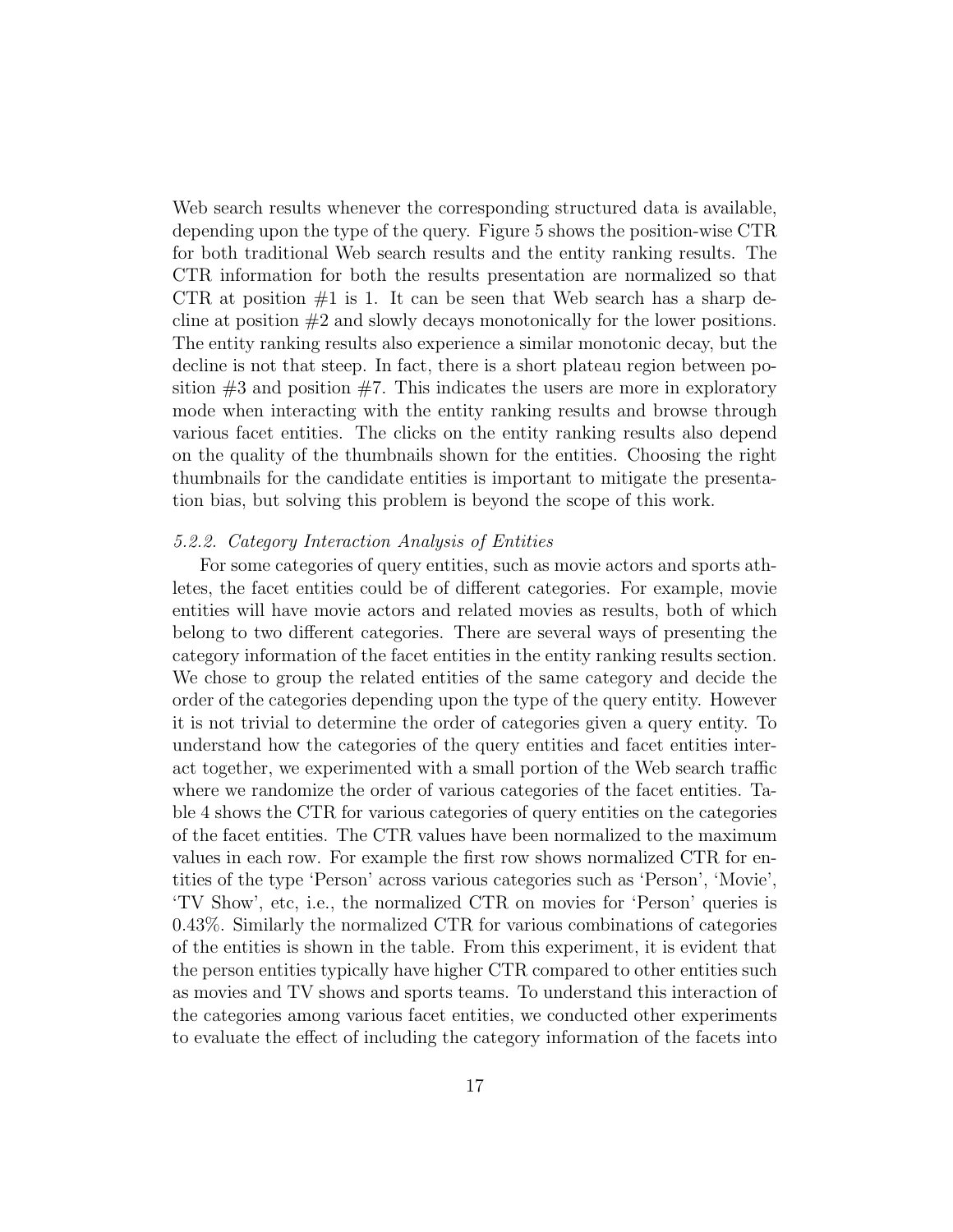Web search results whenever the corresponding structured data is available, depending upon the type of the query. Figure 5 shows the position-wise CTR for both traditional Web search results and the entity ranking results. The CTR information for both the results presentation are normalized so that CTR at position #1 is 1. It can be seen that Web search has a sharp decline at position #2 and slowly decays monotonically for the lower positions. The entity ranking results also experience a similar monotonic decay, but the decline is not that steep. In fact, there is a short plateau region between position #3 and position #7. This indicates the users are more in exploratory mode when interacting with the entity ranking results and browse through various facet entities. The clicks on the entity ranking results also depend on the quality of the thumbnails shown for the entities. Choosing the right thumbnails for the candidate entities is important to mitigate the presentation bias, but solving this problem is beyond the scope of this work.

#### *5.2.2. Category Interaction Analysis of Entities*

For some categories of query entities, such as movie actors and sports athletes, the facet entities could be of different categories. For example, movie entities will have movie actors and related movies as results, both of which belong to two different categories. There are several ways of presenting the category information of the facet entities in the entity ranking results section. We chose to group the related entities of the same category and decide the order of the categories depending upon the type of the query entity. However it is not trivial to determine the order of categories given a query entity. To understand how the categories of the query entities and facet entities interact together, we experimented with a small portion of the Web search traffic where we randomize the order of various categories of the facet entities. Table 4 shows the CTR for various categories of query entities on the categories of the facet entities. The CTR values have been normalized to the maximum values in each row. For example the first row shows normalized CTR for entities of the type 'Person' across various categories such as 'Person', 'Movie', 'TV Show', etc, i.e., the normalized CTR on movies for 'Person' queries is 0.43%. Similarly the normalized CTR for various combinations of categories of the entities is shown in the table. From this experiment, it is evident that the person entities typically have higher CTR compared to other entities such as movies and TV shows and sports teams. To understand this interaction of the categories among various facet entities, we conducted other experiments to evaluate the effect of including the category information of the facets into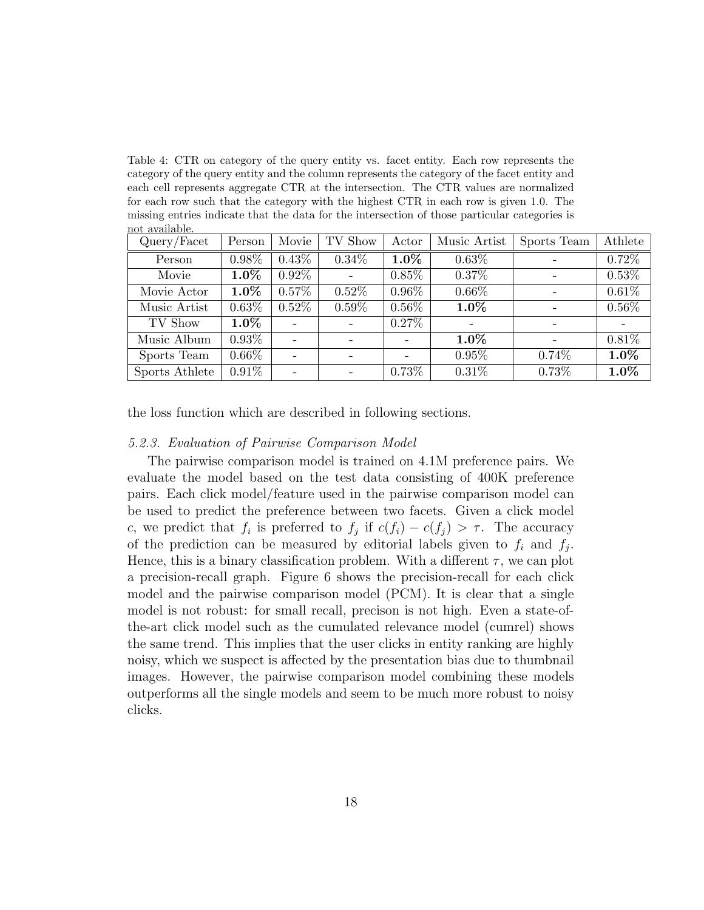Table 4: CTR on category of the query entity vs. facet entity. Each row represents the category of the query entity and the column represents the category of the facet entity and each cell represents aggregate CTR at the intersection. The CTR values are normalized for each row such that the category with the highest CTR in each row is given 1.0. The missing entries indicate that the data for the intersection of those particular categories is not available.

| Query/Facet | Person | Movie | TV Show | Actor | Music Artist | Sports Team | Athlete |
|---|---|---|---|---|---|---|---|
| Person | 0.98% | 0.43% | 0.34% | **1.0%** | 0.63% | - | 0.72% |
| Movie | **1.0%** | 0.92% | - | 0.85% | 0.37% | - | 0.53% |
| Movie Actor | **1.0%** | 0.57% | 0.52% | 0.96% | 0.66% | - | 0.61% |
| Music Artist | 0.63% | 0.52% | 0.59% | 0.56% | **1.0%** | - | 0.56% |
| TV Show | **1.0%** | - | - | 0.27% | - | - | - |
| Music Album | 0.93% | - | - | - | **1.0%** | - | 0.81% |
| Sports Team | 0.66% | - | - | - | 0.95% | 0.74% | **1.0%** |
| Sports Athlete | 0.91% | - | - | 0.73% | 0.31% | 0.73% | **1.0%** |

the loss function which are described in following sections.

#### *5.2.3. Evaluation of Pairwise Comparison Model*

The pairwise comparison model is trained on 4.1M preference pairs. We evaluate the model based on the test data consisting of 400K preference pairs. Each click model/feature used in the pairwise comparison model can be used to predict the preference between two facets. Given a click model $c$, we predict that $f_i$ is preferred to $f_j$ if $c(f_i) - c(f_j) > \tau$. The accuracy of the prediction can be measured by editorial labels given to $f_i$ and $f_j$. Hence, this is a binary classification problem. With a different $\tau$, we can plot a precision-recall graph. Figure 6 shows the precision-recall for each click model and the pairwise comparison model (PCM). It is clear that a single model is not robust: for small recall, precison is not high. Even a state-of-the-art click model such as the cumulated relevance model (cumrel) shows the same trend. This implies that the user clicks in entity ranking are highly noisy, which we suspect is affected by the presentation bias due to thumbnail images. However, the pairwise comparison model combining these models outperforms all the single models and seem to be much more robust to noisy clicks.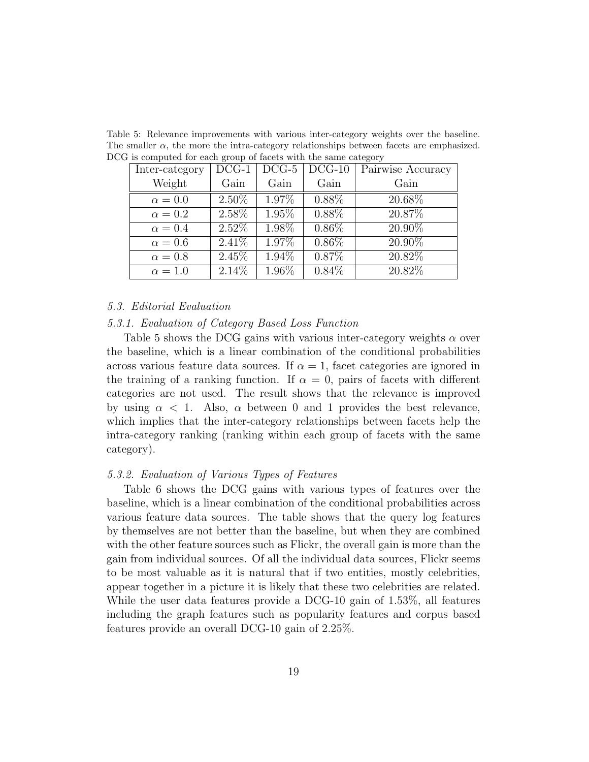Table 5: Relevance improvements with various inter-category weights over the baseline. The smaller $\alpha$, the more the intra-category relationships between facets are emphasized. DCG is computed for each group of facets with the same category

| Inter-category Weight | DCG-1 Gain | DCG-5 Gain | DCG-10 Gain | Pairwise Accuracy Gain |
|---|---|---|---|---|
| $\alpha = 0.0$ | 2.50% | 1.97% | 0.88% | 20.68% |
| $\alpha = 0.2$ | 2.58% | 1.95% | 0.88% | 20.87% |
| $\alpha = 0.4$ | 2.52% | 1.98% | 0.86% | 20.90% |
| $\alpha = 0.6$ | 2.41% | 1.97% | 0.86% | 20.90% |
| $\alpha = 0.8$ | 2.45% | 1.94% | 0.87% | 20.82% |
| $\alpha = 1.0$ | 2.14% | 1.96% | 0.84% | 20.82% |

### *5.3. Editorial Evaluation*

#### *5.3.1. Evaluation of Category Based Loss Function*

Table 5 shows the DCG gains with various inter-category weights $\alpha$ over the baseline, which is a linear combination of the conditional probabilities across various feature data sources. If $\alpha = 1$, facet categories are ignored in the training of a ranking function. If $\alpha = 0$, pairs of facets with different categories are not used. The result shows that the relevance is improved by using $\alpha < 1$. Also, $\alpha$ between 0 and 1 provides the best relevance, which implies that the inter-category relationships between facets help the intra-category ranking (ranking within each group of facets with the same category).

#### *5.3.2. Evaluation of Various Types of Features*

Table 6 shows the DCG gains with various types of features over the baseline, which is a linear combination of the conditional probabilities across various feature data sources. The table shows that the query log features by themselves are not better than the baseline, but when they are combined with the other feature sources such as Flickr, the overall gain is more than the gain from individual sources. Of all the individual data sources, Flickr seems to be most valuable as it is natural that if two entities, mostly celebrities, appear together in a picture it is likely that these two celebrities are related. While the user data features provide a DCG-10 gain of 1.53%, all features including the graph features such as popularity features and corpus based features provide an overall DCG-10 gain of 2.25%.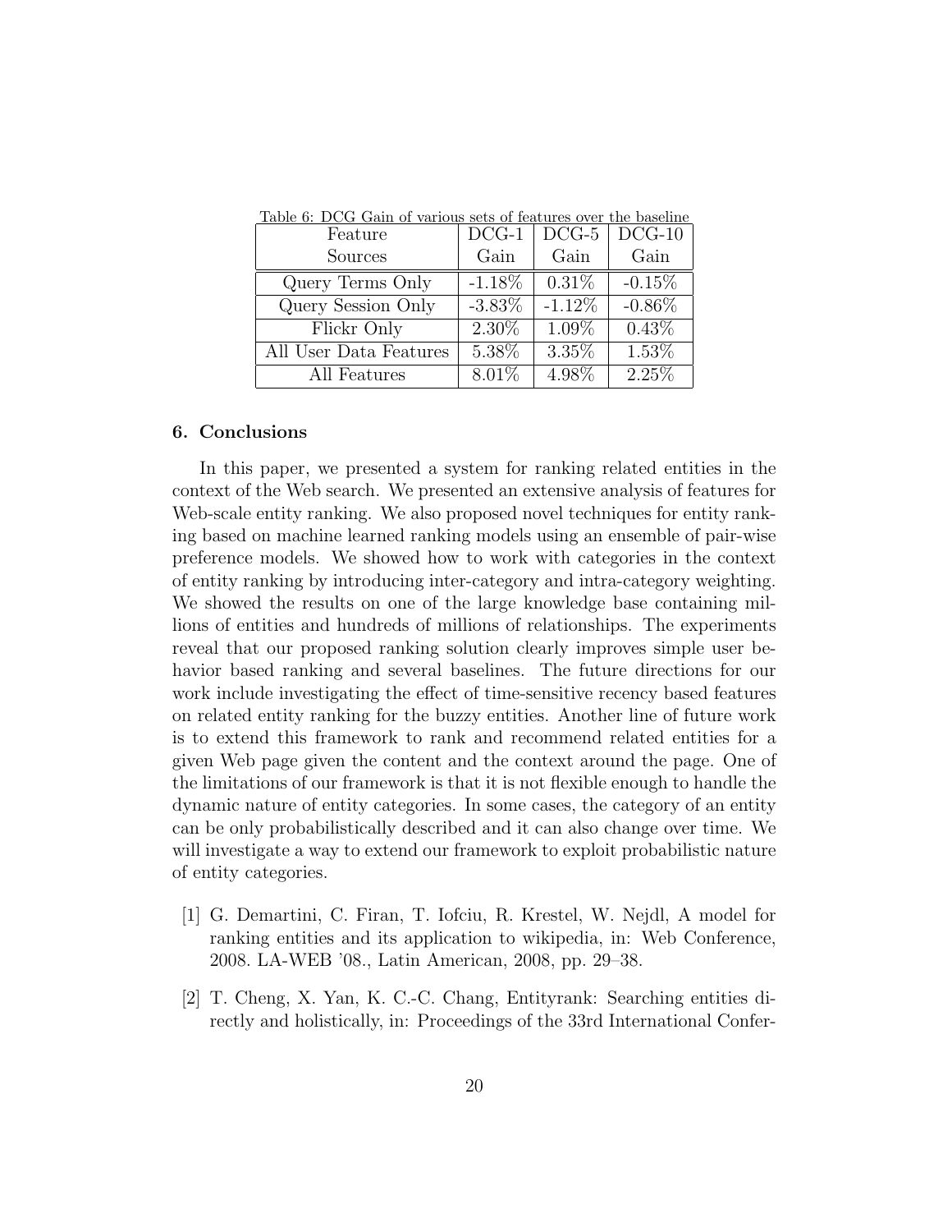Table 6: DCG Gain of various sets of features over the baseline

| Feature Sources | DCG-1 Gain | DCG-5 Gain | DCG-10 Gain |
|---|---|---|---|
| Query Terms Only | -1.18% | 0.31% | -0.15% |
| Query Session Only | -3.83% | -1.12% | -0.86% |
| Flickr Only | 2.30% | 1.09% | 0.43% |
| All User Data Features | 5.38% | 3.35% | 1.53% |
| All Features | 8.01% | 4.98% | 2.25% |

## 6. Conclusions

In this paper, we presented a system for ranking related entities in the context of the Web search. We presented an extensive analysis of features for Web-scale entity ranking. We also proposed novel techniques for entity ranking based on machine learned ranking models using an ensemble of pair-wise preference models. We showed how to work with categories in the context of entity ranking by introducing inter-category and intra-category weighting. We showed the results on one of the large knowledge base containing millions of entities and hundreds of millions of relationships. The experiments reveal that our proposed ranking solution clearly improves simple user behavior based ranking and several baselines. The future directions for our work include investigating the effect of time-sensitive recency based features on related entity ranking for the buzzy entities. Another line of future work is to extend this framework to rank and recommend related entities for a given Web page given the content and the context around the page. One of the limitations of our framework is that it is not flexible enough to handle the dynamic nature of entity categories. In some cases, the category of an entity can be only probabilistically described and it can also change over time. We will investigate a way to extend our framework to exploit probabilistic nature of entity categories.

[1] G. Demartini, C. Firan, T. Iofciu, R. Krestel, W. Nejdl, A model for ranking entities and its application to wikipedia, in: Web Conference, 2008. LA-WEB '08., Latin American, 2008, pp. 29–38.

[2] T. Cheng, X. Yan, K. C.-C. Chang, Entityrank: Searching entities directly and holistically, in: Proceedings of the 33rd International Confer-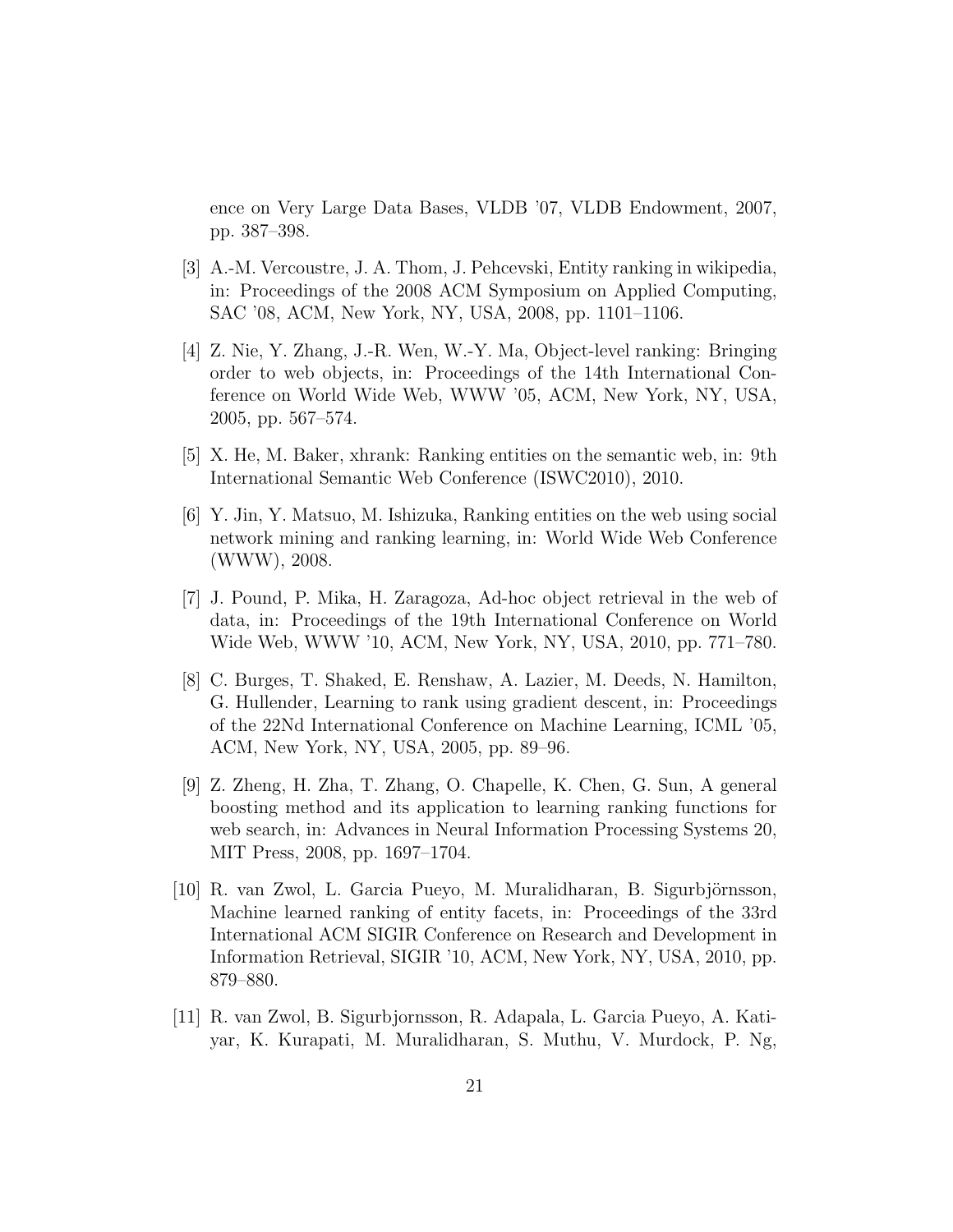ence on Very Large Data Bases, VLDB '07, VLDB Endowment, 2007, pp. 387–398.

[3] A.-M. Vercoustre, J. A. Thom, J. Pehcevski, Entity ranking in wikipedia, in: Proceedings of the 2008 ACM Symposium on Applied Computing, SAC '08, ACM, New York, NY, USA, 2008, pp. 1101–1106.

[4] Z. Nie, Y. Zhang, J.-R. Wen, W.-Y. Ma, Object-level ranking: Bringing order to web objects, in: Proceedings of the 14th International Conference on World Wide Web, WWW '05, ACM, New York, NY, USA, 2005, pp. 567–574.

[5] X. He, M. Baker, xhrank: Ranking entities on the semantic web, in: 9th International Semantic Web Conference (ISWC2010), 2010.

[6] Y. Jin, Y. Matsuo, M. Ishizuka, Ranking entities on the web using social network mining and ranking learning, in: World Wide Web Conference (WWW), 2008.

[7] J. Pound, P. Mika, H. Zaragoza, Ad-hoc object retrieval in the web of data, in: Proceedings of the 19th International Conference on World Wide Web, WWW '10, ACM, New York, NY, USA, 2010, pp. 771–780.

[8] C. Burges, T. Shaked, E. Renshaw, A. Lazier, M. Deeds, N. Hamilton, G. Hullender, Learning to rank using gradient descent, in: Proceedings of the 22Nd International Conference on Machine Learning, ICML '05, ACM, New York, NY, USA, 2005, pp. 89–96.

[9] Z. Zheng, H. Zha, T. Zhang, O. Chapelle, K. Chen, G. Sun, A general boosting method and its application to learning ranking functions for web search, in: Advances in Neural Information Processing Systems 20, MIT Press, 2008, pp. 1697–1704.

[10] R. van Zwol, L. Garcia Pueyo, M. Muralidharan, B. Sigurbjörnsson, Machine learned ranking of entity facets, in: Proceedings of the 33rd International ACM SIGIR Conference on Research and Development in Information Retrieval, SIGIR '10, ACM, New York, NY, USA, 2010, pp. 879–880.

[11] R. van Zwol, B. Sigurbjornsson, R. Adapala, L. Garcia Pueyo, A. Katiyar, K. Kurapati, M. Muralidharan, S. Muthu, V. Murdock, P. Ng,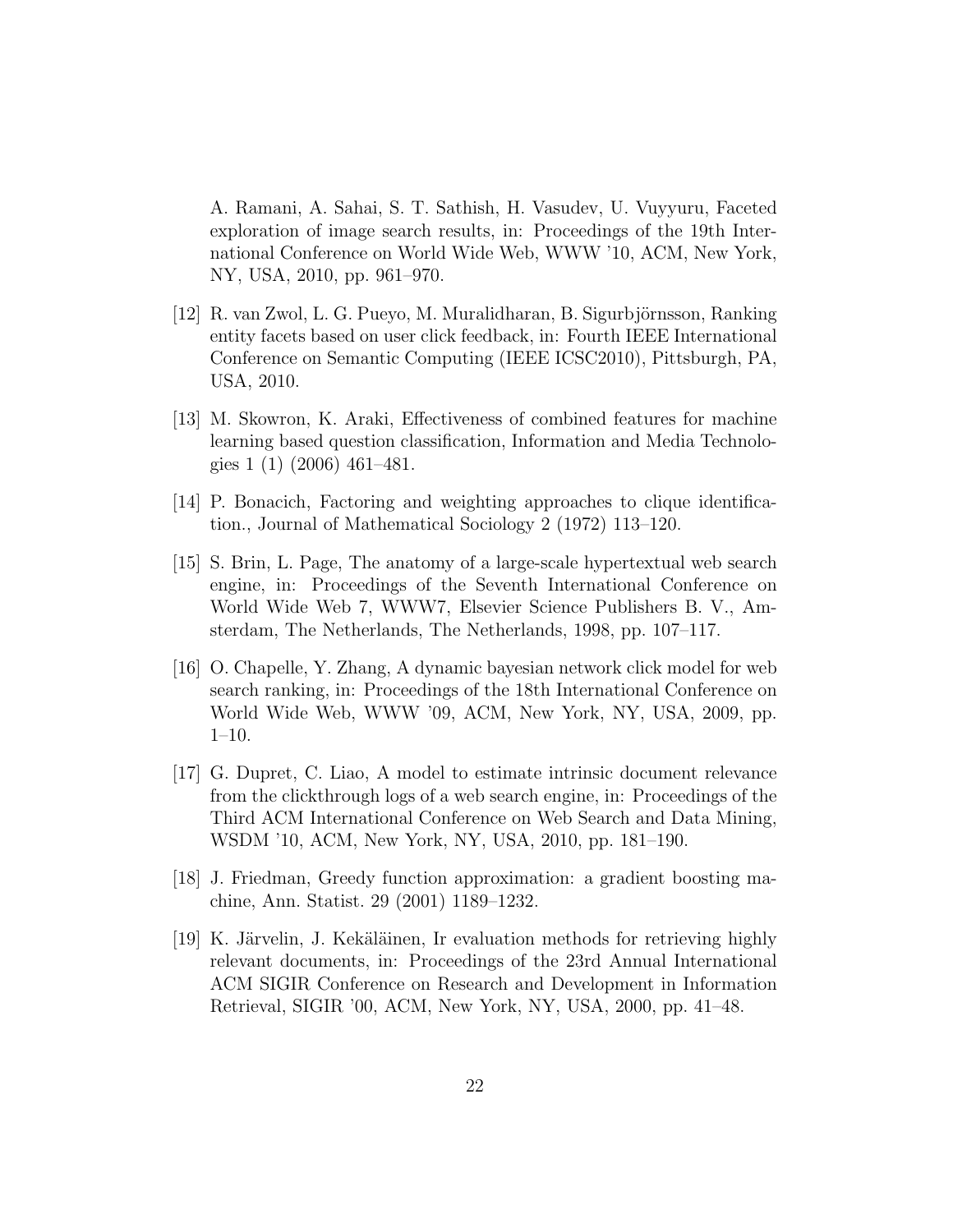A. Ramani, A. Sahai, S. T. Sathish, H. Vasudev, U. Vuyyuru, Faceted exploration of image search results, in: Proceedings of the 19th International Conference on World Wide Web, WWW '10, ACM, New York, NY, USA, 2010, pp. 961–970.

[12] R. van Zwol, L. G. Pueyo, M. Muralidharan, B. Sigurbjörnsson, Ranking entity facets based on user click feedback, in: Fourth IEEE International Conference on Semantic Computing (IEEE ICSC2010), Pittsburgh, PA, USA, 2010.

[13] M. Skowron, K. Araki, Effectiveness of combined features for machine learning based question classification, Information and Media Technologies 1 (1) (2006) 461–481.

[14] P. Bonacich, Factoring and weighting approaches to clique identification., Journal of Mathematical Sociology 2 (1972) 113–120.

[15] S. Brin, L. Page, The anatomy of a large-scale hypertextual web search engine, in: Proceedings of the Seventh International Conference on World Wide Web 7, WWW7, Elsevier Science Publishers B. V., Amsterdam, The Netherlands, The Netherlands, 1998, pp. 107–117.

[16] O. Chapelle, Y. Zhang, A dynamic bayesian network click model for web search ranking, in: Proceedings of the 18th International Conference on World Wide Web, WWW '09, ACM, New York, NY, USA, 2009, pp. 1–10.

[17] G. Dupret, C. Liao, A model to estimate intrinsic document relevance from the clickthrough logs of a web search engine, in: Proceedings of the Third ACM International Conference on Web Search and Data Mining, WSDM '10, ACM, New York, NY, USA, 2010, pp. 181–190.

[18] J. Friedman, Greedy function approximation: a gradient boosting machine, Ann. Statist. 29 (2001) 1189–1232.

[19] K. Järvelin, J. Kekäläinen, Ir evaluation methods for retrieving highly relevant documents, in: Proceedings of the 23rd Annual International ACM SIGIR Conference on Research and Development in Information Retrieval, SIGIR '00, ACM, New York, NY, USA, 2000, pp. 41–48.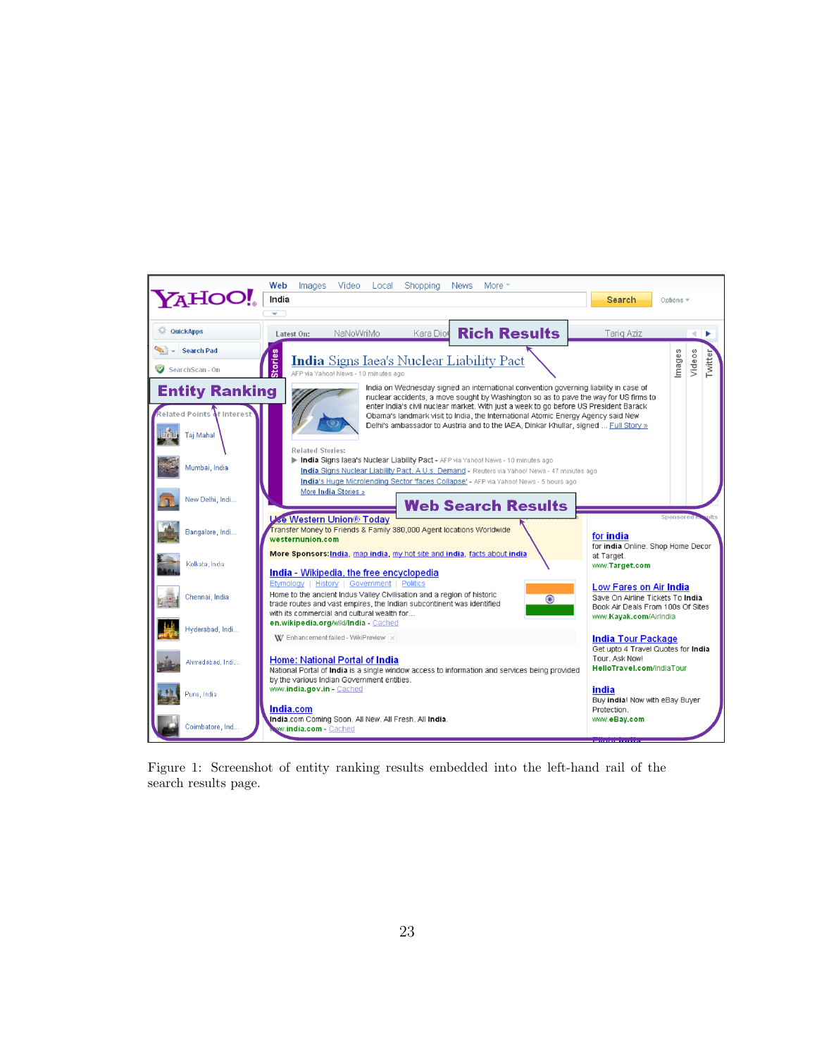Figure 1: Screenshot of entity ranking results embedded into the left-hand rail of the search results page.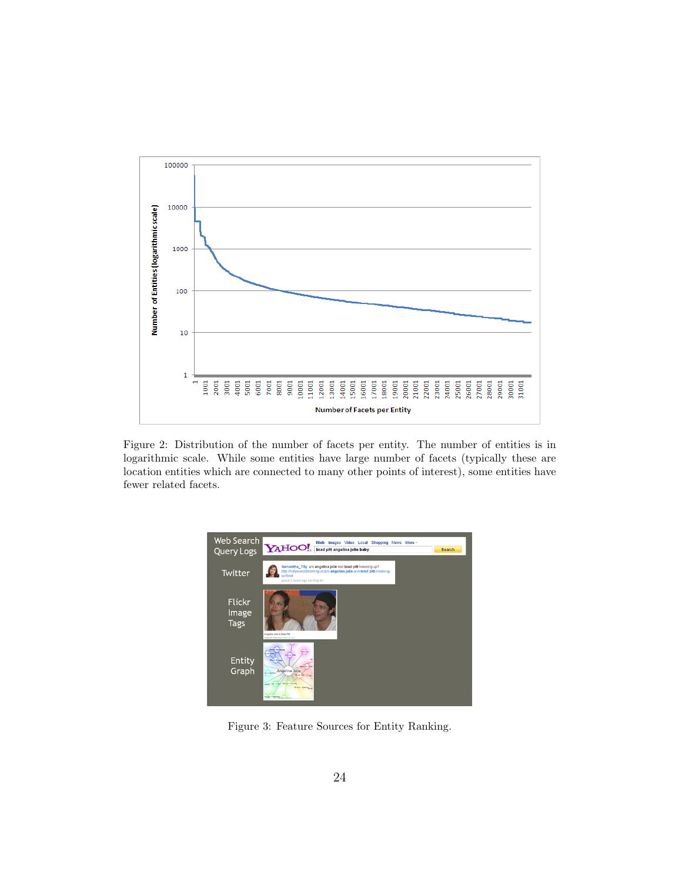Figure 2: Distribution of the number of facets per entity. The number of entities is in logarithmic scale. While some entities have large number of facets (typically these are location entities which are connected to many other points of interest), some entities have fewer related facets.

Figure 3: Feature Sources for Entity Ranking.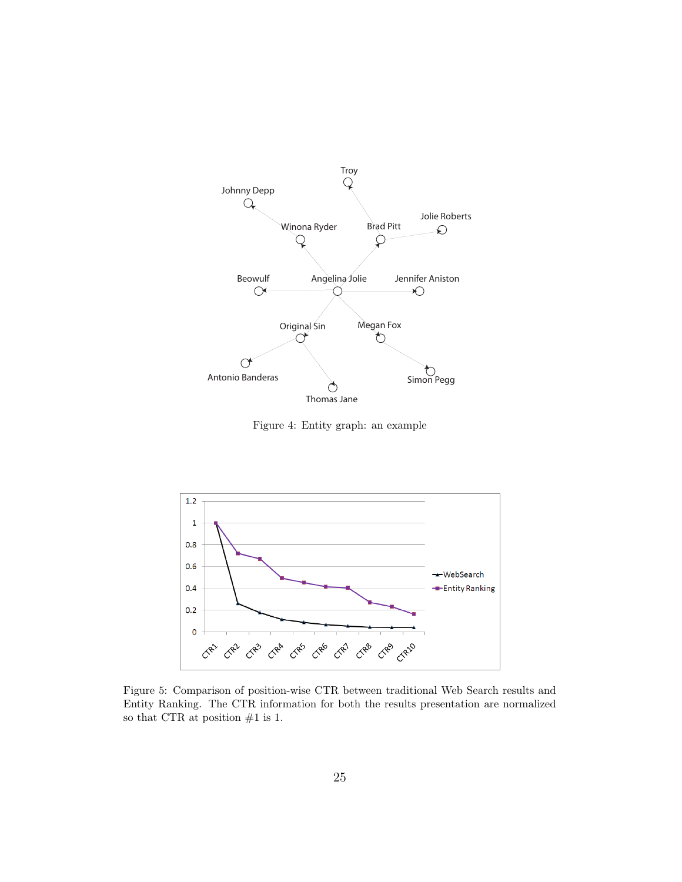Figure 4: Entity graph: an example

Figure 5: Comparison of position-wise CTR between traditional Web Search results and Entity Ranking. The CTR information for both the results presentation are normalized so that CTR at position #1 is 1.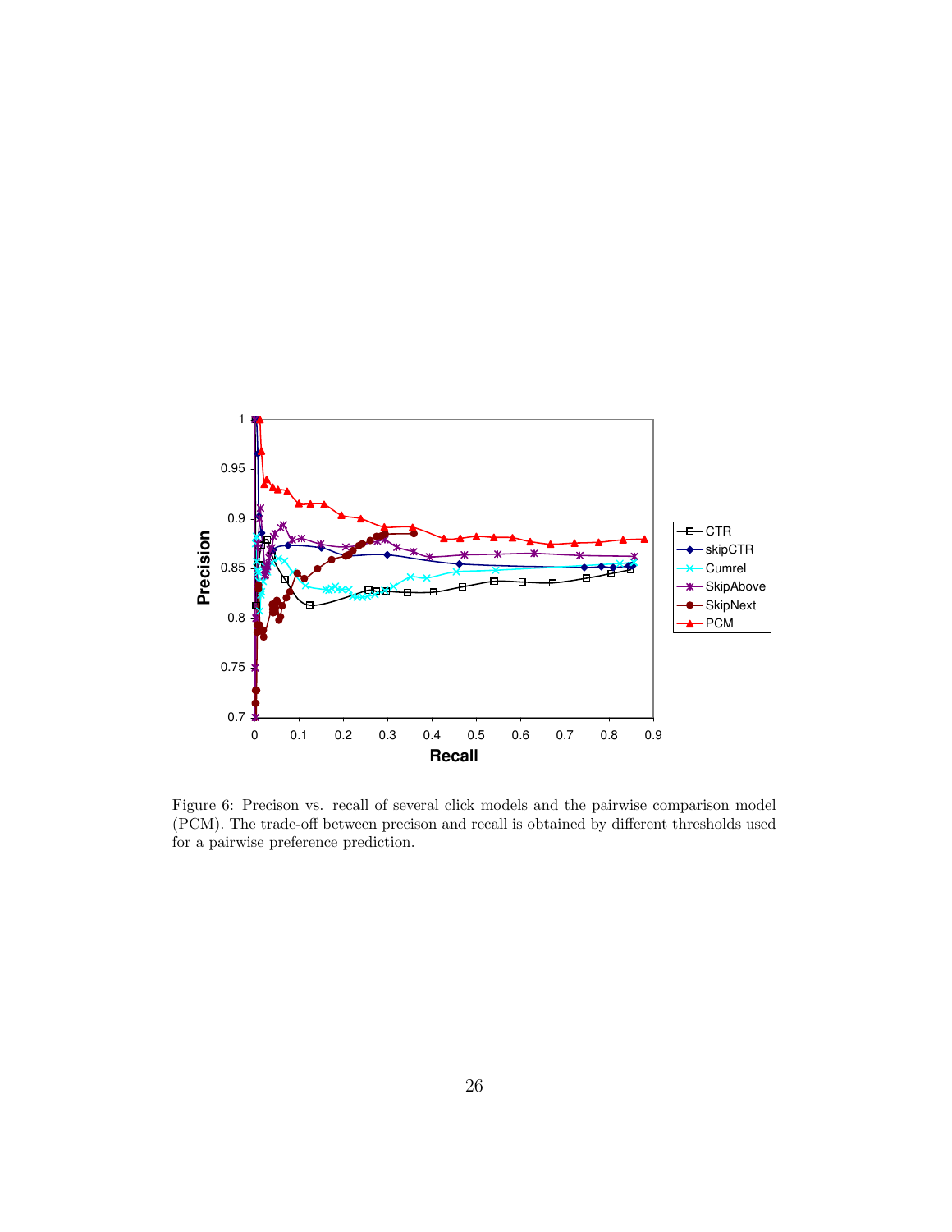Precision

Recall

1
0.95
0.9
0.85
0.8
0.75
0.7

0 0.1 0.2 0.3 0.4 0.5 0.6 0.7 0.8 0.9

CTR
skipCTR
Cumrel
SkipAbove
SkipNext
PCM

Figure 6: Precison vs. recall of several click models and the pairwise comparison model (PCM). The trade-off between precison and recall is obtained by different thresholds used for a pairwise preference prediction.